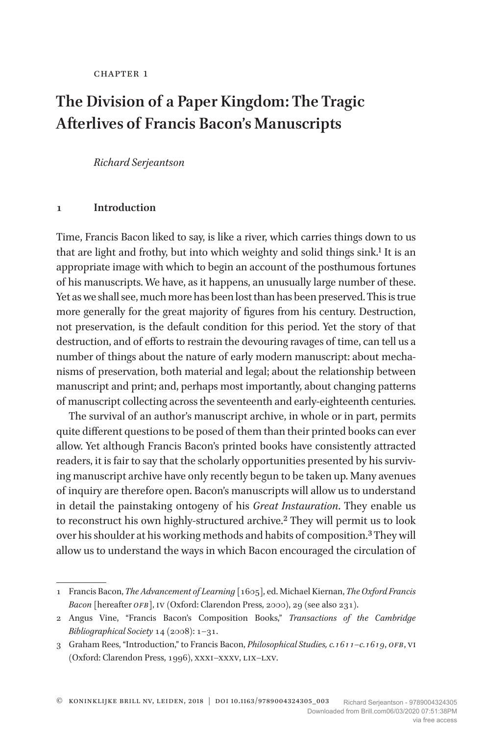CHAPTER 1

# The Division of a Paper Kingdom: The Tragic Afterlives of Francis Bacon's Manuscripts

*Richard Serjeantson*

## 1 Introduction

Time, Francis Bacon liked to say, is like a river, which carries things down to us that are light and frothy, but into which weighty and solid things sink.[1] It is an appropriate image with which to begin an account of the posthumous fortunes of his manuscripts. We have, as it happens, an unusually large number of these. Yet as we shall see, much more has been lost than has been preserved. This is true more generally for the great majority of figures from his century. Destruction, not preservation, is the default condition for this period. Yet the story of that destruction, and of efforts to restrain the devouring ravages of time, can tell us a number of things about the nature of early modern manuscript: about mechanisms of preservation, both material and legal; about the relationship between manuscript and print; and, perhaps most importantly, about changing patterns of manuscript collecting across the seventeenth and early-eighteenth centuries.

The survival of an author's manuscript archive, in whole or in part, permits quite different questions to be posed of them than their printed books can ever allow. Yet although Francis Bacon's printed books have consistently attracted readers, it is fair to say that the scholarly opportunities presented by his surviving manuscript archive have only recently begun to be taken up. Many avenues of inquiry are therefore open. Bacon's manuscripts will allow us to understand in detail the painstaking ontogeny of his *Great Instauration*. They enable us to reconstruct his own highly-structured archive.[2] They will permit us to look over his shoulder at his working methods and habits of composition.[3] They will allow us to understand the ways in which Bacon encouraged the circulation of

---

1 Francis Bacon, *The Advancement of Learning* [1605], ed. Michael Kiernan, *The Oxford Francis Bacon* [hereafter *OFB*], IV (Oxford: Clarendon Press, 2000), 29 (see also 231).

2 Angus Vine, "Francis Bacon's Composition Books," *Transactions of the Cambridge Bibliographical Society* 14 (2008): 1–31.

3 Graham Rees, "Introduction," to Francis Bacon, *Philosophical Studies, c.1611–c.1619*, *OFB*, VI (Oxford: Clarendon Press, 1996), XXXI–XXXV, LIX–LXV.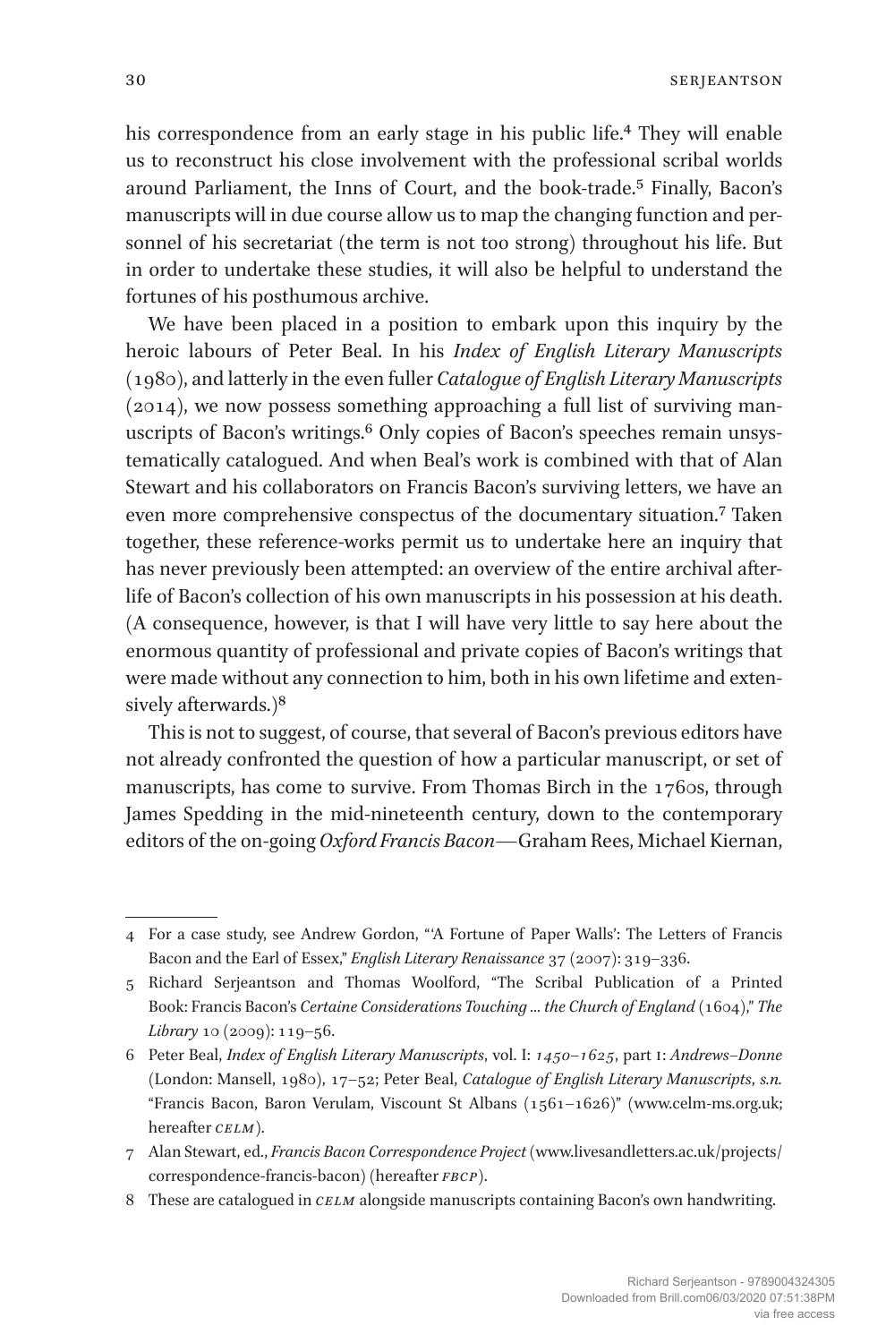his correspondence from an early stage in his public life.[4] They will enable us to reconstruct his close involvement with the professional scribal worlds around Parliament, the Inns of Court, and the book-trade.[5] Finally, Bacon's manuscripts will in due course allow us to map the changing function and personnel of his secretariat (the term is not too strong) throughout his life. But in order to undertake these studies, it will also be helpful to understand the fortunes of his posthumous archive.

We have been placed in a position to embark upon this inquiry by the heroic labours of Peter Beal. In his *Index of English Literary Manuscripts* (1980), and latterly in the even fuller *Catalogue of English Literary Manuscripts* (2014), we now possess something approaching a full list of surviving manuscripts of Bacon's writings.[6] Only copies of Bacon's speeches remain unsystematically catalogued. And when Beal's work is combined with that of Alan Stewart and his collaborators on Francis Bacon's surviving letters, we have an even more comprehensive conspectus of the documentary situation.[7] Taken together, these reference-works permit us to undertake here an inquiry that has never previously been attempted: an overview of the entire archival afterlife of Bacon's collection of his own manuscripts in his possession at his death. (A consequence, however, is that I will have very little to say here about the enormous quantity of professional and private copies of Bacon's writings that were made without any connection to him, both in his own lifetime and extensively afterwards.)[8]

This is not to suggest, of course, that several of Bacon's previous editors have not already confronted the question of how a particular manuscript, or set of manuscripts, has come to survive. From Thomas Birch in the 1760s, through James Spedding in the mid-nineteenth century, down to the contemporary editors of the on-going *Oxford Francis Bacon*—Graham Rees, Michael Kiernan,

---

4 For a case study, see Andrew Gordon, "'A Fortune of Paper Walls': The Letters of Francis Bacon and the Earl of Essex," *English Literary Renaissance* 37 (2007): 319–336.

5 Richard Serjeantson and Thomas Woolford, "The Scribal Publication of a Printed Book: Francis Bacon's *Certaine Considerations Touching … the Church of England* (1604)," *The Library* 10 (2009): 119–56.

6 Peter Beal, *Index of English Literary Manuscripts*, vol. I: *1450–1625*, part 1: *Andrews–Donne* (London: Mansell, 1980), 17–52; Peter Beal, *Catalogue of English Literary Manuscripts*, *s.n.* "Francis Bacon, Baron Verulam, Viscount St Albans (1561–1626)" (www.celm-ms.org.uk; hereafter *CELM*).

7 Alan Stewart, ed., *Francis Bacon Correspondence Project* (www.livesandletters.ac.uk/projects/correspondence-francis-bacon) (hereafter *FBCP*).

8 These are catalogued in *CELM* alongside manuscripts containing Bacon's own handwriting.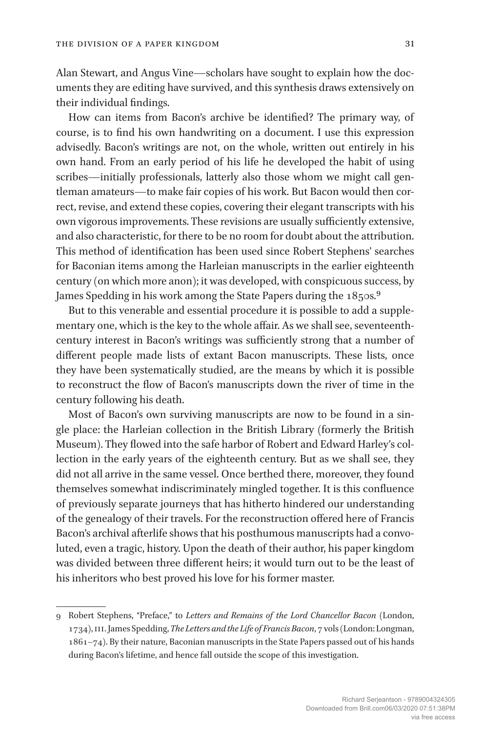Alan Stewart, and Angus Vine—scholars have sought to explain how the documents they are editing have survived, and this synthesis draws extensively on their individual findings.

How can items from Bacon's archive be identified? The primary way, of course, is to find his own handwriting on a document. I use this expression advisedly. Bacon's writings are not, on the whole, written out entirely in his own hand. From an early period of his life he developed the habit of using scribes—initially professionals, latterly also those whom we might call gentleman amateurs—to make fair copies of his work. But Bacon would then correct, revise, and extend these copies, covering their elegant transcripts with his own vigorous improvements. These revisions are usually sufficiently extensive, and also characteristic, for there to be no room for doubt about the attribution. This method of identification has been used since Robert Stephens' searches for Baconian items among the Harleian manuscripts in the earlier eighteenth century (on which more anon); it was developed, with conspicuous success, by James Spedding in his work among the State Papers during the 1850s.[9]

But to this venerable and essential procedure it is possible to add a supplementary one, which is the key to the whole affair. As we shall see, seventeenth-century interest in Bacon's writings was sufficiently strong that a number of different people made lists of extant Bacon manuscripts. These lists, once they have been systematically studied, are the means by which it is possible to reconstruct the flow of Bacon's manuscripts down the river of time in the century following his death.

Most of Bacon's own surviving manuscripts are now to be found in a single place: the Harleian collection in the British Library (formerly the British Museum). They flowed into the safe harbor of Robert and Edward Harley's collection in the early years of the eighteenth century. But as we shall see, they did not all arrive in the same vessel. Once berthed there, moreover, they found themselves somewhat indiscriminately mingled together. It is this confluence of previously separate journeys that has hitherto hindered our understanding of the genealogy of their travels. For the reconstruction offered here of Francis Bacon's archival afterlife shows that his posthumous manuscripts had a convoluted, even a tragic, history. Upon the death of their author, his paper kingdom was divided between three different heirs; it would turn out to be the least of his inheritors who best proved his love for his former master.

---

9 Robert Stephens, "Preface," to *Letters and Remains of the Lord Chancellor Bacon* (London, 1734), III. James Spedding, *The Letters and the Life of Francis Bacon*, 7 vols (London: Longman, 1861–74). By their nature, Baconian manuscripts in the State Papers passed out of his hands during Bacon's lifetime, and hence fall outside the scope of this investigation.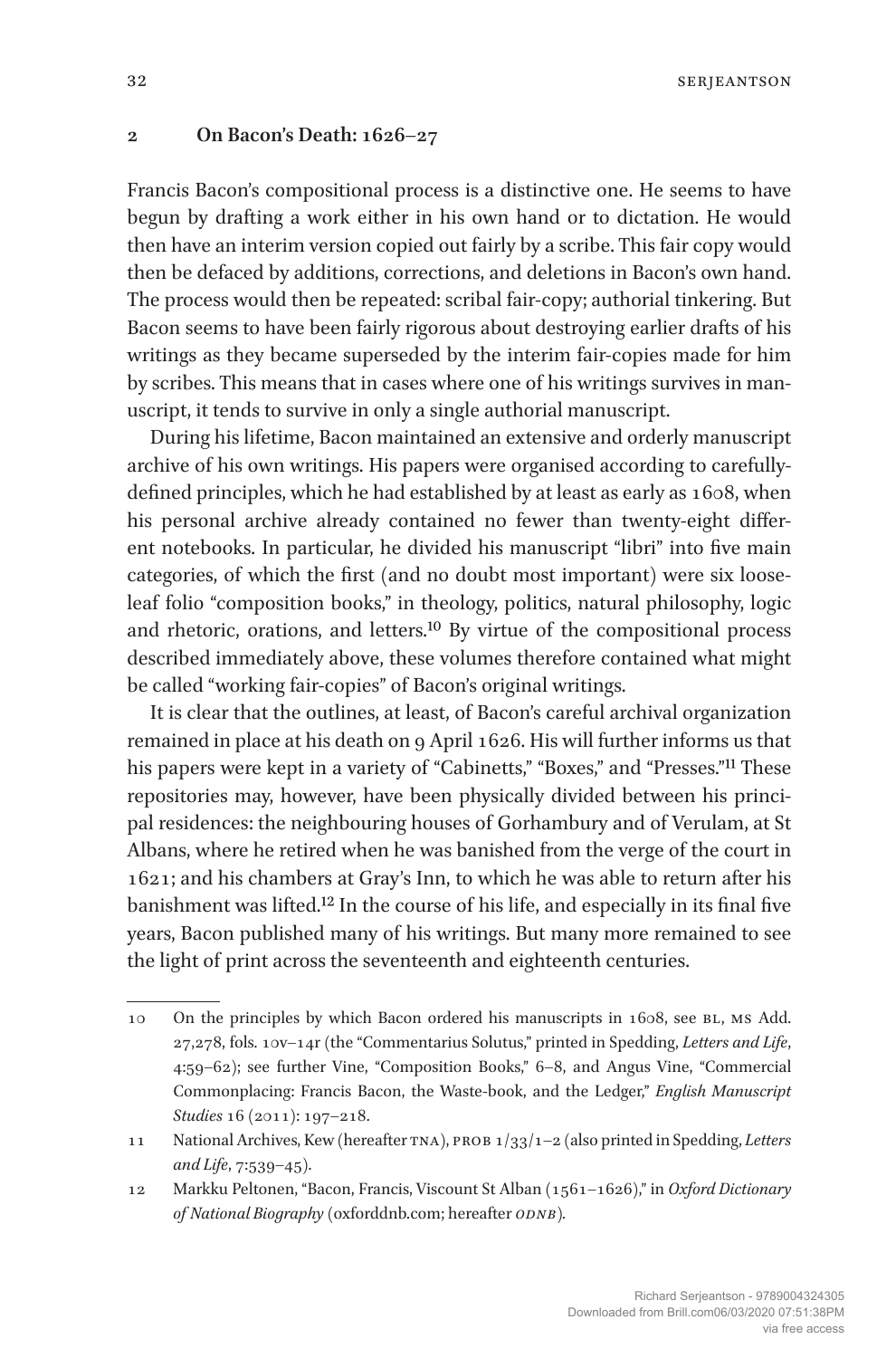## 2 On Bacon's Death: 1626–27

Francis Bacon's compositional process is a distinctive one. He seems to have begun by drafting a work either in his own hand or to dictation. He would then have an interim version copied out fairly by a scribe. This fair copy would then be defaced by additions, corrections, and deletions in Bacon's own hand. The process would then be repeated: scribal fair-copy; authorial tinkering. But Bacon seems to have been fairly rigorous about destroying earlier drafts of his writings as they became superseded by the interim fair-copies made for him by scribes. This means that in cases where one of his writings survives in manuscript, it tends to survive in only a single authorial manuscript.

During his lifetime, Bacon maintained an extensive and orderly manuscript archive of his own writings. His papers were organised according to carefully-defined principles, which he had established by at least as early as 1608, when his personal archive already contained no fewer than twenty-eight different notebooks. In particular, he divided his manuscript "libri" into five main categories, of which the first (and no doubt most important) were six loose-leaf folio "composition books," in theology, politics, natural philosophy, logic and rhetoric, orations, and letters.[10] By virtue of the compositional process described immediately above, these volumes therefore contained what might be called "working fair-copies" of Bacon's original writings.

It is clear that the outlines, at least, of Bacon's careful archival organization remained in place at his death on 9 April 1626. His will further informs us that his papers were kept in a variety of "Cabinetts," "Boxes," and "Presses."[11] These repositories may, however, have been physically divided between his principal residences: the neighbouring houses of Gorhambury and of Verulam, at St Albans, where he retired when he was banished from the verge of the court in 1621; and his chambers at Gray's Inn, to which he was able to return after his banishment was lifted.[12] In the course of his life, and especially in its final five years, Bacon published many of his writings. But many more remained to see the light of print across the seventeenth and eighteenth centuries.

---

10 On the principles by which Bacon ordered his manuscripts in 1608, see BL, MS Add. 27,278, fols. 10v–14r (the "Commentarius Solutus," printed in Spedding, *Letters and Life*, 4:59–62); see further Vine, "Composition Books," 6–8, and Angus Vine, "Commercial Commonplacing: Francis Bacon, the Waste-book, and the Ledger," *English Manuscript Studies* 16 (2011): 197–218.

11 National Archives, Kew (hereafter TNA), PROB 1/33/1–2 (also printed in Spedding, *Letters and Life*, 7:539–45).

12 Markku Peltonen, "Bacon, Francis, Viscount St Alban (1561–1626)," in *Oxford Dictionary of National Biography* (oxforddnb.com; hereafter *ODNB*).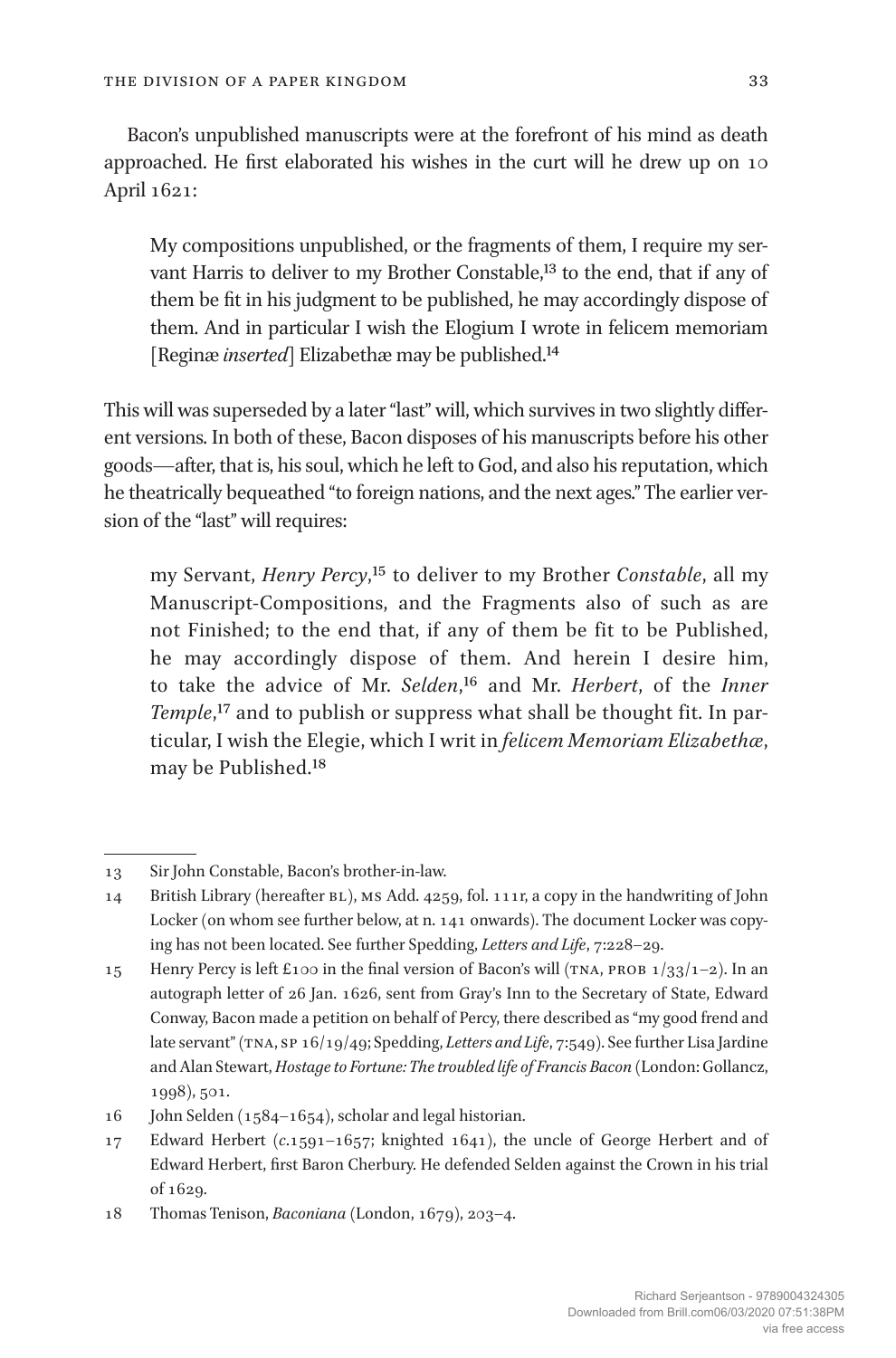Bacon's unpublished manuscripts were at the forefront of his mind as death approached. He first elaborated his wishes in the curt will he drew up on 10 April 1621:

> My compositions unpublished, or the fragments of them, I require my servant Harris to deliver to my Brother Constable,[13] to the end, that if any of them be fit in his judgment to be published, he may accordingly dispose of them. And in particular I wish the Elogium I wrote in felicem memoriam [Reginæ *inserted*] Elizabethæ may be published.[14]

This will was superseded by a later "last" will, which survives in two slightly different versions. In both of these, Bacon disposes of his manuscripts before his other goods—after, that is, his soul, which he left to God, and also his reputation, which he theatrically bequeathed "to foreign nations, and the next ages." The earlier version of the "last" will requires:

> my Servant, *Henry Percy*,[15] to deliver to my Brother *Constable*, all my Manuscript-Compositions, and the Fragments also of such as are not Finished; to the end that, if any of them be fit to be Published, he may accordingly dispose of them. And herein I desire him, to take the advice of Mr. *Selden*,[16] and Mr. *Herbert*, of the *Inner Temple*,[17] and to publish or suppress what shall be thought fit. In particular, I wish the Elegie, which I writ in *felicem Memoriam Elizabethæ*, may be Published.[18]

---

13 Sir John Constable, Bacon's brother-in-law.

14 British Library (hereafter BL), MS Add. 4259, fol. 111r, a copy in the handwriting of John Locker (on whom see further below, at n. 141 onwards). The document Locker was copying has not been located. See further Spedding, *Letters and Life*, 7:228–29.

15 Henry Percy is left £100 in the final version of Bacon's will (TNA, PROB 1/33/1–2). In an autograph letter of 26 Jan. 1626, sent from Gray's Inn to the Secretary of State, Edward Conway, Bacon made a petition on behalf of Percy, there described as "my good frend and late servant" (TNA, SP 16/19/49; Spedding, *Letters and Life*, 7:549). See further Lisa Jardine and Alan Stewart, *Hostage to Fortune: The troubled life of Francis Bacon* (London: Gollancz, 1998), 501.

16 John Selden (1584–1654), scholar and legal historian.

17 Edward Herbert (*c.*1591–1657; knighted 1641), the uncle of George Herbert and of Edward Herbert, first Baron Cherbury. He defended Selden against the Crown in his trial of 1629.

18 Thomas Tenison, *Baconiana* (London, 1679), 203–4.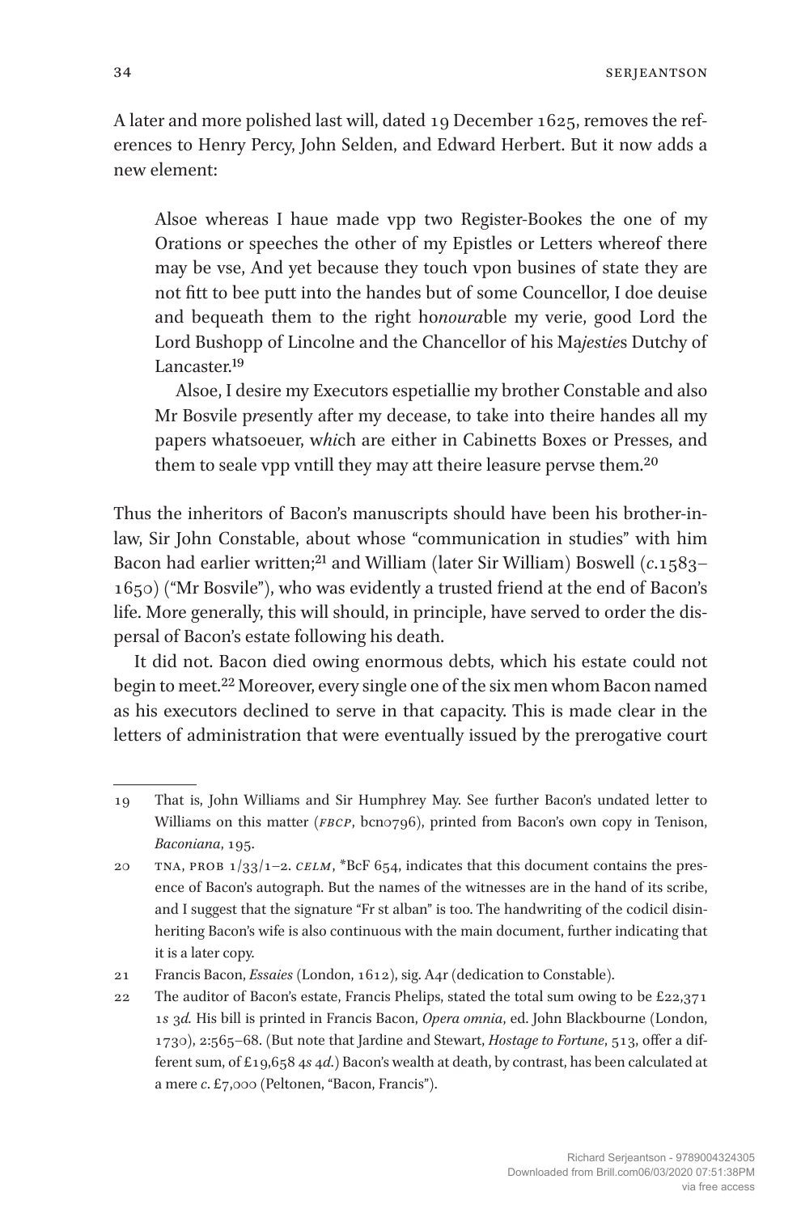A later and more polished last will, dated 19 December 1625, removes the references to Henry Percy, John Selden, and Edward Herbert. But it now adds a new element:

> Alsoe whereas I haue made vpp two Register-Bookes the one of my Orations or speeches the other of my Epistles or Letters whereof there may be vse, And yet because they touch vpon busines of state they are not fitt to bee putt into the handes but of some Councellor, I doe deuise and bequeath them to the right ho*noura*ble my verie, good Lord the Lord Bushopp of Lincolne and the Chancellor of his Ma*iestie*s Dutchy of Lancaster.[19]
>
> Alsoe, I desire my Executors espetiallie my brother Constable and also Mr Bosvile p*re*sently after my decease, to take into theire handes all my papers whatsoeuer, w*hi*ch are either in Cabinetts Boxes or Presses, and them to seale vpp vntill they may att theire leasure pervse them.[20]

Thus the inheritors of Bacon's manuscripts should have been his brother-in-law, Sir John Constable, about whose "communication in studies" with him Bacon had earlier written;[21] and William (later Sir William) Boswell (*c.*1583–1650) ("Mr Bosvile"), who was evidently a trusted friend at the end of Bacon's life. More generally, this will should, in principle, have served to order the dispersal of Bacon's estate following his death.

It did not. Bacon died owing enormous debts, which his estate could not begin to meet.[22] Moreover, every single one of the six men whom Bacon named as his executors declined to serve in that capacity. This is made clear in the letters of administration that were eventually issued by the prerogative court

---

19 That is, John Williams and Sir Humphrey May. See further Bacon's undated letter to Williams on this matter (*FBCP*, bcn0796), printed from Bacon's own copy in Tenison, *Baconiana*, 195.

20 TNA, PROB 1/33/1–2. *CELM*, *BcF 654, indicates that this document contains the presence of Bacon's autograph. But the names of the witnesses are in the hand of its scribe, and I suggest that the signature "Fr st alban" is too. The handwriting of the codicil disinheriting Bacon's wife is also continuous with the main document, further indicating that it is a later copy.

21 Francis Bacon, *Essaies* (London, 1612), sig. A4r (dedication to Constable).

22 The auditor of Bacon's estate, Francis Phelips, stated the total sum owing to be £22,371 1*s* 3*d*. His bill is printed in Francis Bacon, *Opera omnia*, ed. John Blackbourne (London, 1730), 2:565–68. (But note that Jardine and Stewart, *Hostage to Fortune*, 513, offer a different sum, of £19,658 4*s* 4*d*.) Bacon's wealth at death, by contrast, has been calculated at a mere *c*. £7,000 (Peltonen, "Bacon, Francis").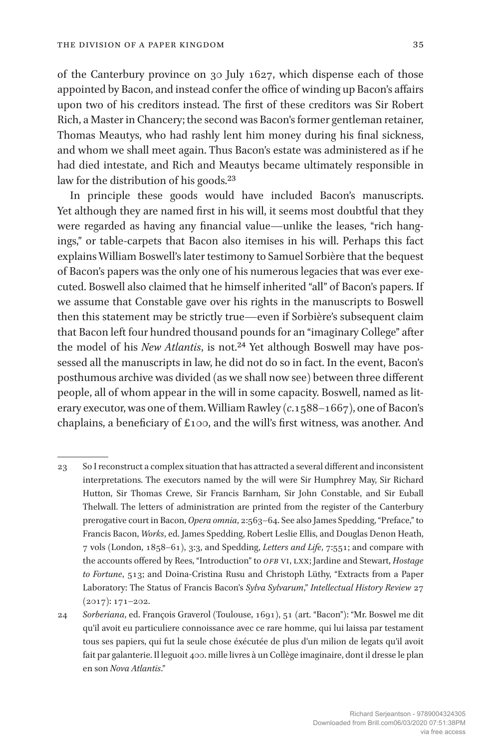of the Canterbury province on 30 July 1627, which dispense each of those appointed by Bacon, and instead confer the office of winding up Bacon's affairs upon two of his creditors instead. The first of these creditors was Sir Robert Rich, a Master in Chancery; the second was Bacon's former gentleman retainer, Thomas Meautys, who had rashly lent him money during his final sickness, and whom we shall meet again. Thus Bacon's estate was administered as if he had died intestate, and Rich and Meautys became ultimately responsible in law for the distribution of his goods.[23]

In principle these goods would have included Bacon's manuscripts. Yet although they are named first in his will, it seems most doubtful that they were regarded as having any financial value—unlike the leases, "rich hangings," or table-carpets that Bacon also itemises in his will. Perhaps this fact explains William Boswell's later testimony to Samuel Sorbière that the bequest of Bacon's papers was the only one of his numerous legacies that was ever executed. Boswell also claimed that he himself inherited "all" of Bacon's papers. If we assume that Constable gave over his rights in the manuscripts to Boswell then this statement may be strictly true—even if Sorbière's subsequent claim that Bacon left four hundred thousand pounds for an "imaginary College" after the model of his *New Atlantis*, is not.[24] Yet although Boswell may have possessed all the manuscripts in law, he did not do so in fact. In the event, Bacon's posthumous archive was divided (as we shall now see) between three different people, all of whom appear in the will in some capacity. Boswell, named as literary executor, was one of them. William Rawley (*c.*1588–1667), one of Bacon's chaplains, a beneficiary of £100, and the will's first witness, was another. And

---

23 So I reconstruct a complex situation that has attracted a several different and inconsistent interpretations. The executors named by the will were Sir Humphrey May, Sir Richard Hutton, Sir Thomas Crewe, Sir Francis Barnham, Sir John Constable, and Sir Euball Thelwall. The letters of administration are printed from the register of the Canterbury prerogative court in Bacon, *Opera omnia*, 2:563–64. See also James Spedding, "Preface," to Francis Bacon, *Works*, ed. James Spedding, Robert Leslie Ellis, and Douglas Denon Heath, 7 vols (London, 1858–61), 3:3, and Spedding, *Letters and Life*, 7:551; and compare with the accounts offered by Rees, "Introduction" to *OFB* VI, LXX; Jardine and Stewart, *Hostage to Fortune*, 513; and Doina-Cristina Rusu and Christoph Lüthy, "Extracts from a Paper Laboratory: The Status of Francis Bacon's *Sylva Sylvarum*," *Intellectual History Review* 27 (2017): 171–202.

24 *Sorberiana*, ed. François Graverol (Toulouse, 1691), 51 (art. "Bacon"): "Mr. Boswel me dit qu'il avoit eu particuliere connoissance avec ce rare homme, qui lui laissa par testament tous ses papiers, qui fut la seule chose éxécutée de plus d'un milion de legats qu'il avoit fait par galanterie. Il leguoit 400. mille livres à un Collège imaginaire, dont il dresse le plan en son *Nova Atlantis*."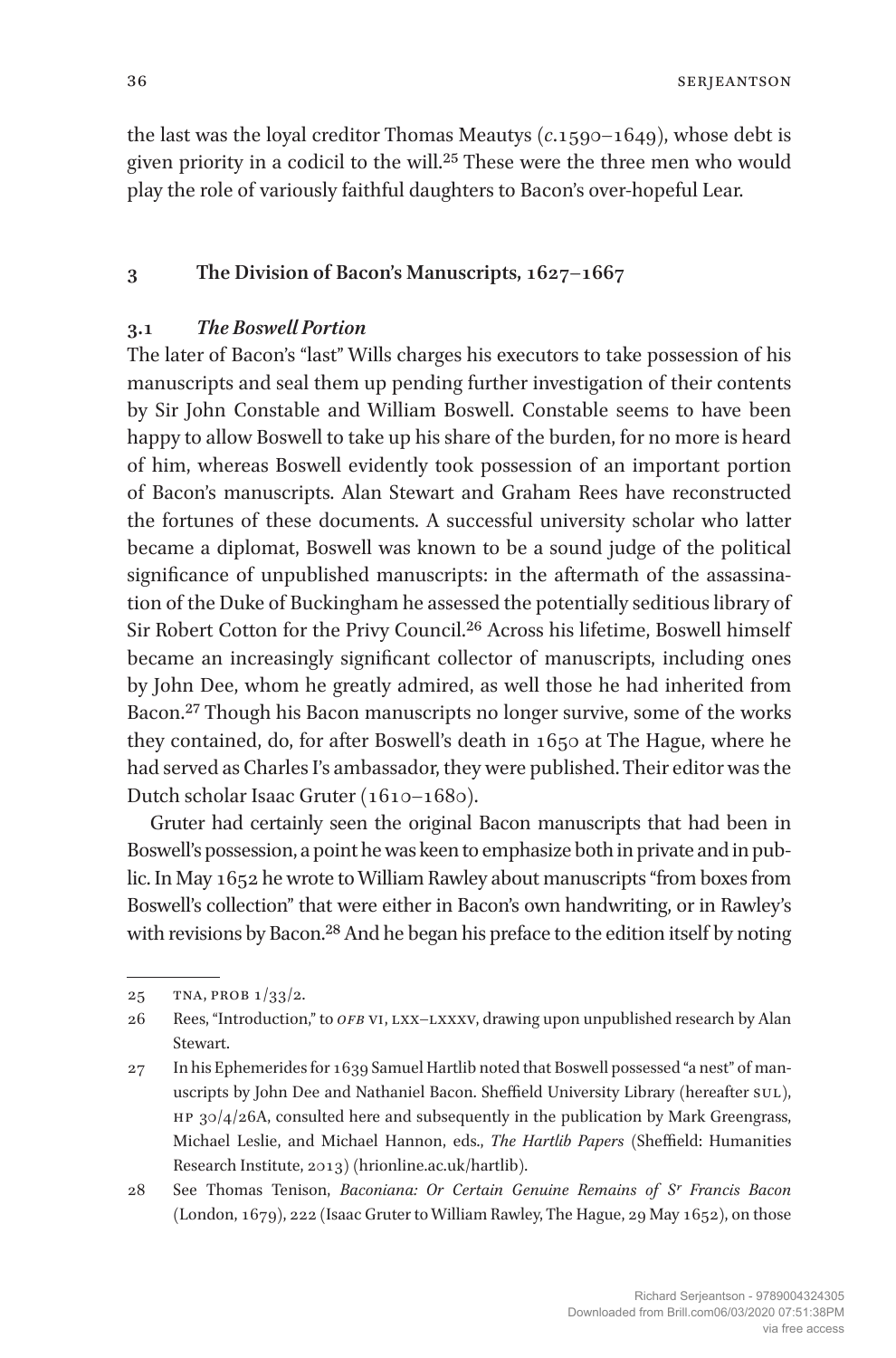the last was the loyal creditor Thomas Meautys (*c.*1590–1649), whose debt is given priority in a codicil to the will.[25] These were the three men who would play the role of variously faithful daughters to Bacon's over-hopeful Lear.

## 3 The Division of Bacon's Manuscripts, 1627–1667

### 3.1 *The Boswell Portion*

The later of Bacon's "last" Wills charges his executors to take possession of his manuscripts and seal them up pending further investigation of their contents by Sir John Constable and William Boswell. Constable seems to have been happy to allow Boswell to take up his share of the burden, for no more is heard of him, whereas Boswell evidently took possession of an important portion of Bacon's manuscripts. Alan Stewart and Graham Rees have reconstructed the fortunes of these documents. A successful university scholar who latter became a diplomat, Boswell was known to be a sound judge of the political significance of unpublished manuscripts: in the aftermath of the assassination of the Duke of Buckingham he assessed the potentially seditious library of Sir Robert Cotton for the Privy Council.[26] Across his lifetime, Boswell himself became an increasingly significant collector of manuscripts, including ones by John Dee, whom he greatly admired, as well those he had inherited from Bacon.[27] Though his Bacon manuscripts no longer survive, some of the works they contained, do, for after Boswell's death in 1650 at The Hague, where he had served as Charles I's ambassador, they were published. Their editor was the Dutch scholar Isaac Gruter (1610–1680).

Gruter had certainly seen the original Bacon manuscripts that had been in Boswell's possession, a point he was keen to emphasize both in private and in public. In May 1652 he wrote to William Rawley about manuscripts "from boxes from Boswell's collection" that were either in Bacon's own handwriting, or in Rawley's with revisions by Bacon.[28] And he began his preface to the edition itself by noting

---

25 TNA, PROB 1/33/2.

26 Rees, "Introduction," to *OFB* VI, LXX–LXXXV, drawing upon unpublished research by Alan Stewart.

27 In his Ephemerides for 1639 Samuel Hartlib noted that Boswell possessed "a nest" of manuscripts by John Dee and Nathaniel Bacon. Sheffield University Library (hereafter SUL), HP 30/4/26A, consulted here and subsequently in the publication by Mark Greengrass, Michael Leslie, and Michael Hannon, eds., *The Hartlib Papers* (Sheffield: Humanities Research Institute, 2013) (hrionline.ac.uk/hartlib).

28 See Thomas Tenison, *Baconiana: Or Certain Genuine Remains of S^r^ Francis Bacon* (London, 1679), 222 (Isaac Gruter to William Rawley, The Hague, 29 May 1652), on those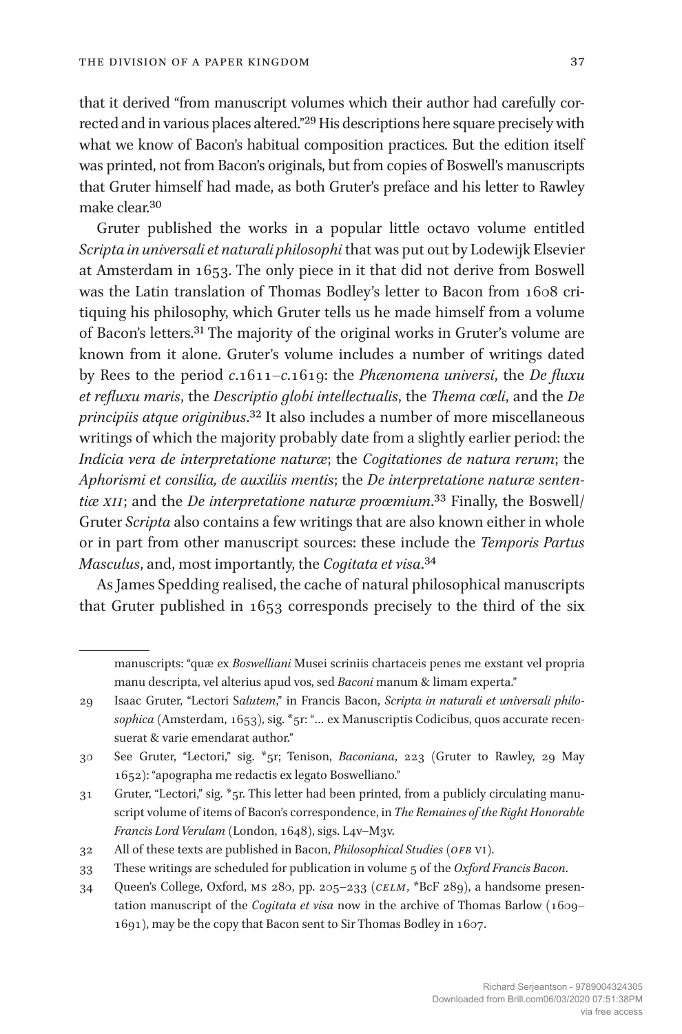that it derived "from manuscript volumes which their author had carefully corrected and in various places altered."[29] His descriptions here square precisely with what we know of Bacon's habitual composition practices. But the edition itself was printed, not from Bacon's originals, but from copies of Boswell's manuscripts that Gruter himself had made, as both Gruter's preface and his letter to Rawley make clear.[30]

Gruter published the works in a popular little octavo volume entitled *Scripta in universali et naturali philosophi* that was put out by Lodewijk Elsevier at Amsterdam in 1653. The only piece in it that did not derive from Boswell was the Latin translation of Thomas Bodley's letter to Bacon from 1608 critiquing his philosophy, which Gruter tells us he made himself from a volume of Bacon's letters.[31] The majority of the original works in Gruter's volume are known from it alone. Gruter's volume includes a number of writings dated by Rees to the period *c.*1611–*c.*1619: the *Phænomena universi*, the *De fluxu et refluxu maris*, the *Descriptio globi intellectualis*, the *Thema cœli*, and the *De principiis atque originibus*.[32] It also includes a number of more miscellaneous writings of which the majority probably date from a slightly earlier period: the *Indicia vera de interpretatione naturæ*; the *Cogitationes de natura rerum*; the *Aphorismi et consilia, de auxiliis mentis*; the *De interpretatione naturæ sententiæ XII*; and the *De interpretatione naturæ procemium*.[33] Finally, the Boswell/Gruter *Scripta* also contains a few writings that are also known either in whole or in part from other manuscript sources: these include the *Temporis Partus Masculus*, and, most importantly, the *Cogitata et visa*.[34]

As James Spedding realised, the cache of natural philosophical manuscripts that Gruter published in 1653 corresponds precisely to the third of the six

---

manuscripts: "quæ ex *Boswelliani* Musei scriniis chartaceis penes me exstant vel propria manu descripta, vel alterius apud vos, sed *Baconi* manum & limam experta."

29 Isaac Gruter, "Lectori S*alutem*," in Francis Bacon, *Scripta in naturali et universali philosophica* (Amsterdam, 1653), sig. *5r: "… ex Manuscriptis Codicibus, quos accurate recensuerat & varie emendarat author."

30 See Gruter, "Lectori," sig. *5r; Tenison, *Baconiana*, 223 (Gruter to Rawley, 29 May 1652): "apographa me redactis ex legato Boswelliano."

31 Gruter, "Lectori," sig. *5r. This letter had been printed, from a publicly circulating manuscript volume of items of Bacon's correspondence, in *The Remaines of the Right Honorable Francis Lord Verulam* (London, 1648), sigs. L4v–M3v.

32 All of these texts are published in Bacon, *Philosophical Studies* (*OFB* VI).

33 These writings are scheduled for publication in volume 5 of the *Oxford Francis Bacon*.

34 Queen's College, Oxford, MS 280, pp. 205–233 (*CELM*, *BcF 289), a handsome presentation manuscript of the *Cogitata et visa* now in the archive of Thomas Barlow (1609–1691), may be the copy that Bacon sent to Sir Thomas Bodley in 1607.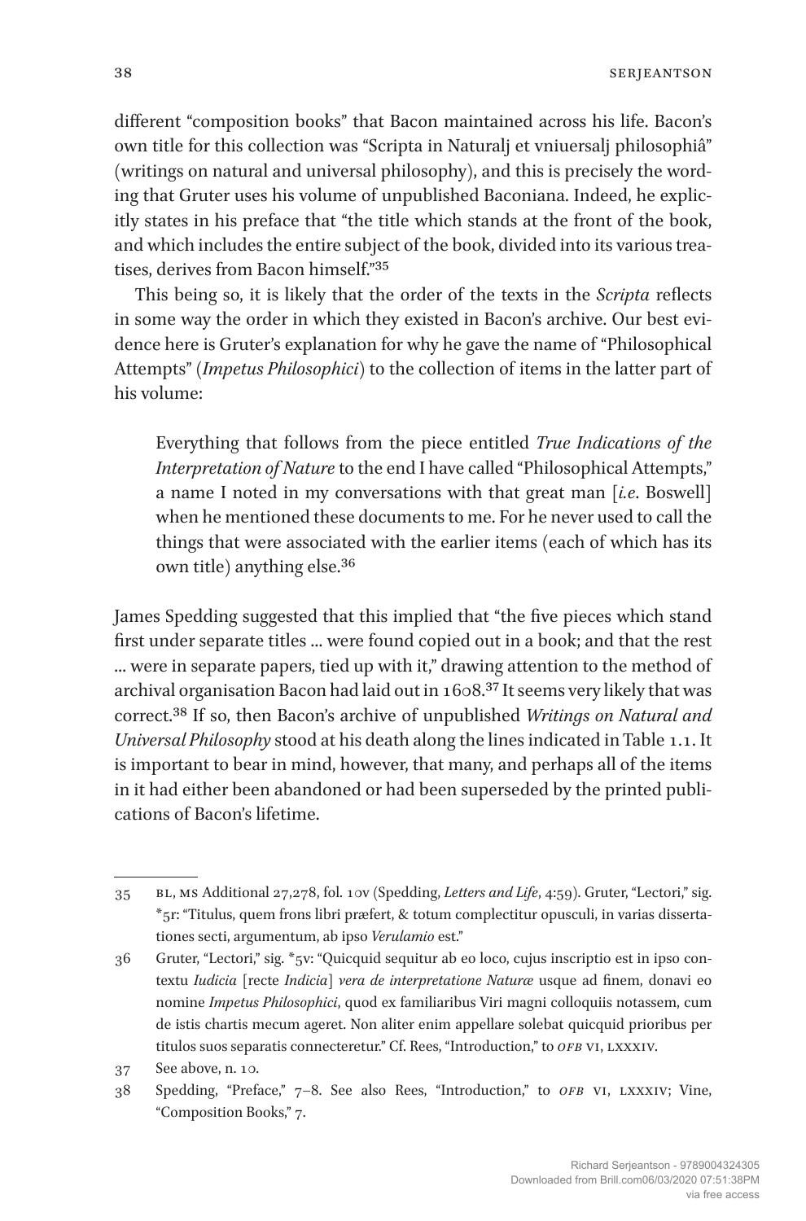different "composition books" that Bacon maintained across his life. Bacon's own title for this collection was "Scripta in Naturalj et vniuersalj philosophiâ" (writings on natural and universal philosophy), and this is precisely the wording that Gruter uses his volume of unpublished Baconiana. Indeed, he explicitly states in his preface that "the title which stands at the front of the book, and which includes the entire subject of the book, divided into its various treatises, derives from Bacon himself."[35]

This being so, it is likely that the order of the texts in the *Scripta* reflects in some way the order in which they existed in Bacon's archive. Our best evidence here is Gruter's explanation for why he gave the name of "Philosophical Attempts" (*Impetus Philosophici*) to the collection of items in the latter part of his volume:

> Everything that follows from the piece entitled *True Indications of the Interpretation of Nature* to the end I have called "Philosophical Attempts," a name I noted in my conversations with that great man [*i.e.* Boswell] when he mentioned these documents to me. For he never used to call the things that were associated with the earlier items (each of which has its own title) anything else.[36]

James Spedding suggested that this implied that "the five pieces which stand first under separate titles ... were found copied out in a book; and that the rest ... were in separate papers, tied up with it," drawing attention to the method of archival organisation Bacon had laid out in 1608.[37] It seems very likely that was correct.[38] If so, then Bacon's archive of unpublished *Writings on Natural and Universal Philosophy* stood at his death along the lines indicated in Table 1.1. It is important to bear in mind, however, that many, and perhaps all of the items in it had either been abandoned or had been superseded by the printed publications of Bacon's lifetime.

---

35 BL, MS Additional 27,278, fol. 10v (Spedding, *Letters and Life*, 4:59). Gruter, "Lectori," sig. *5r: "Titulus, quem frons libri præfert, & totum complectitur opusculi, in varias dissertationes secti, argumentum, ab ipso *Verulamio* est."

36 Gruter, "Lectori," sig. *5v: "Quicquid sequitur ab eo loco, cujus inscriptio est in ipso contextu *Iudicia* [recte *Indicia*] *vera de interpretatione Naturæ* usque ad finem, donavi eo nomine *Impetus Philosophici*, quod ex familiaribus Viri magni colloquiis notassem, cum de istis chartis mecum ageret. Non aliter enim appellare solebat quicquid prioribus per titulos suos separatis connecteretur." Cf. Rees, "Introduction," to *OFB* VI, LXXXIV.

37 See above, n. 10.

38 Spedding, "Preface," 7–8. See also Rees, "Introduction," to *OFB* VI, LXXXIV; Vine, "Composition Books," 7.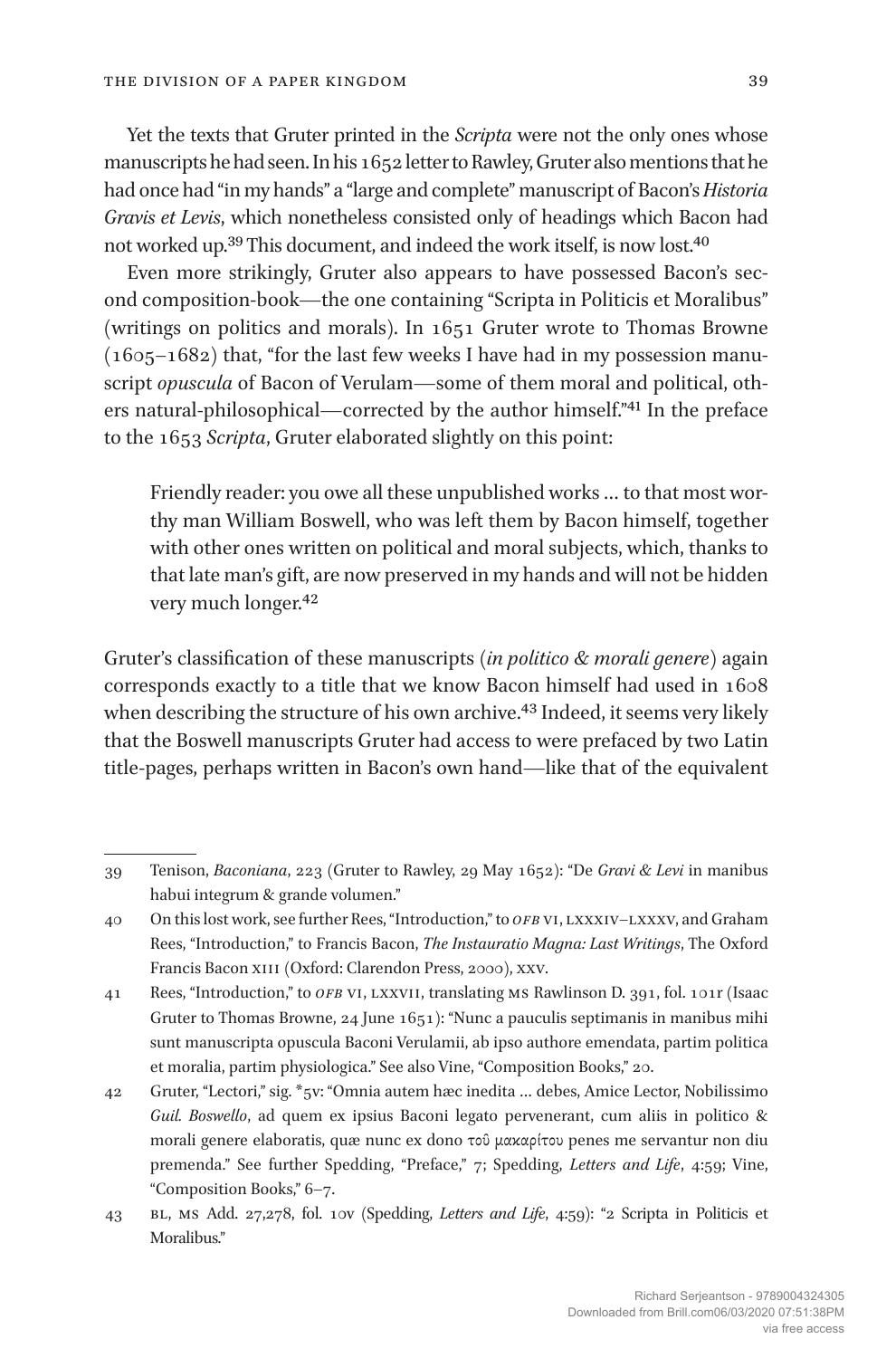Yet the texts that Gruter printed in the *Scripta* were not the only ones whose manuscripts he had seen. In his 1652 letter to Rawley, Gruter also mentions that he had once had "in my hands" a "large and complete" manuscript of Bacon's *Historia Gravis et Levis*, which nonetheless consisted only of headings which Bacon had not worked up.[39] This document, and indeed the work itself, is now lost.[40]

Even more strikingly, Gruter also appears to have possessed Bacon's second composition-book—the one containing "Scripta in Politicis et Moralibus" (writings on politics and morals). In 1651 Gruter wrote to Thomas Browne (1605–1682) that, "for the last few weeks I have had in my possession manuscript *opuscula* of Bacon of Verulam—some of them moral and political, others natural-philosophical—corrected by the author himself."[41] In the preface to the 1653 *Scripta*, Gruter elaborated slightly on this point:

> Friendly reader: you owe all these unpublished works … to that most worthy man William Boswell, who was left them by Bacon himself, together with other ones written on political and moral subjects, which, thanks to that late man's gift, are now preserved in my hands and will not be hidden very much longer.[42]

Gruter's classification of these manuscripts (*in politico & morali genere*) again corresponds exactly to a title that we know Bacon himself had used in 1608 when describing the structure of his own archive.[43] Indeed, it seems very likely that the Boswell manuscripts Gruter had access to were prefaced by two Latin title-pages, perhaps written in Bacon's own hand—like that of the equivalent

---

39 Tenison, *Baconiana*, 223 (Gruter to Rawley, 29 May 1652): "De *Gravi & Levi* in manibus habui integrum & grande volumen."

40 On this lost work, see further Rees, "Introduction," to *OFB* VI, LXXXIV–LXXXV, and Graham Rees, "Introduction," to Francis Bacon, *The Instauratio Magna: Last Writings*, The Oxford Francis Bacon XIII (Oxford: Clarendon Press, 2000), XXV.

41 Rees, "Introduction," to *OFB* VI, LXXVII, translating MS Rawlinson D. 391, fol. 101r (Isaac Gruter to Thomas Browne, 24 June 1651): "Nunc a pauculis septimanis in manibus mihi sunt manuscripta opuscula Baconi Verulamii, ab ipso authore emendata, partim politica et moralia, partim physiologica." See also Vine, "Composition Books," 20.

42 Gruter, "Lectori," sig. *5v: "Omnia autem hæc inedita … debes, Amice Lector, Nobilissimo *Guil. Boswello*, ad quem ex ipsius Baconi legato pervenerant, cum aliis in politico & morali genere elaboratis, quæ nunc ex dono τοῦ μακαρίτου penes me servantur non diu premenda." See further Spedding, "Preface," 7; Spedding, *Letters and Life*, 4:59; Vine, "Composition Books," 6–7.

43 BL, MS Add. 27,278, fol. 10v (Spedding, *Letters and Life*, 4:59): "2 Scripta in Politicis et Moralibus."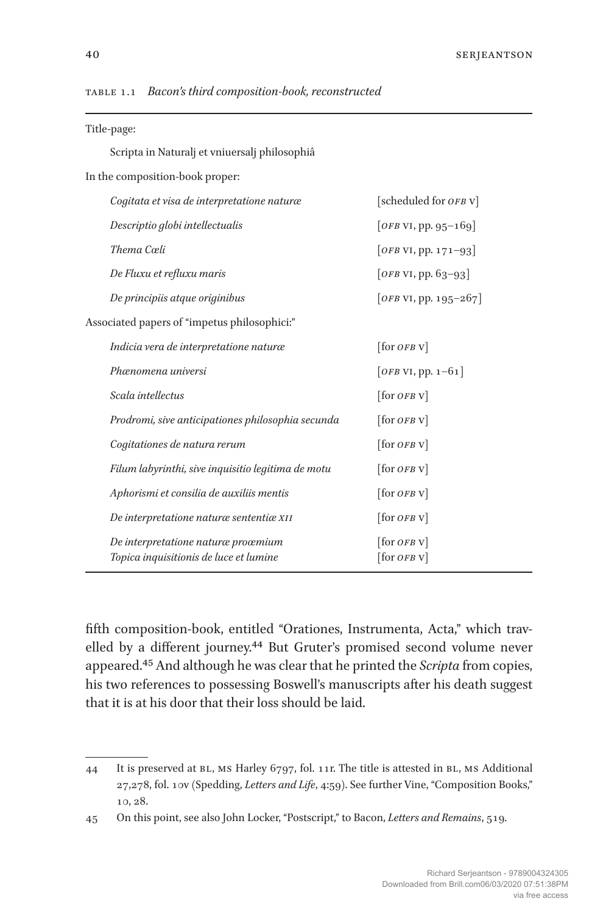TABLE 1.1 *Bacon's third composition-book, reconstructed*

| | |
|---|---|
| Title-page: | |
| Scripta in Naturalj et vniuersalj philosophiâ | |
| In the composition-book proper: | |
| *Cogitata et visa de interpretatione naturæ* | [scheduled for *OFB* V] |
| *Descriptio globi intellectualis* | [*OFB* VI, pp. 95–169] |
| *Thema Cœli* | [*OFB* VI, pp. 171–93] |
| *De Fluxu et refluxu maris* | [*OFB* VI, pp. 63–93] |
| *De principiis atque originibus* | [*OFB* VI, pp. 195–267] |
| Associated papers of "impetus philosophici:" | |
| *Indicia vera de interpretatione naturæ* | [for *OFB* V] |
| *Phænomena universi* | [*OFB* VI, pp. 1–61] |
| *Scala intellectus* | [for *OFB* V] |
| *Prodromi, sive anticipationes philosophia secunda* | [for *OFB* V] |
| *Cogitationes de natura rerum* | [for *OFB* V] |
| *Filum labyrinthi, sive inquisitio legitima de motu* | [for *OFB* V] |
| *Aphorismi et consilia de auxiliis mentis* | [for *OFB* V] |
| *De interpretatione naturæ sententiæ XII* | [for *OFB* V] |
| *De interpretatione naturæ proœmium* | [for *OFB* V] |
| *Topica inquisitionis de luce et lumine* | [for *OFB* V] |

fifth composition-book, entitled "Orationes, Instrumenta, Acta," which travelled by a different journey.[44] But Gruter's promised second volume never appeared.[45] And although he was clear that he printed the *Scripta* from copies, his two references to possessing Boswell's manuscripts after his death suggest that it is at his door that their loss should be laid.

---

44 It is preserved at BL, MS Harley 6797, fol. 11r. The title is attested in BL, MS Additional 27,278, fol. 10v (Spedding, *Letters and Life*, 4:59). See further Vine, "Composition Books," 10, 28.

45 On this point, see also John Locker, "Postscript," to Bacon, *Letters and Remains*, 519.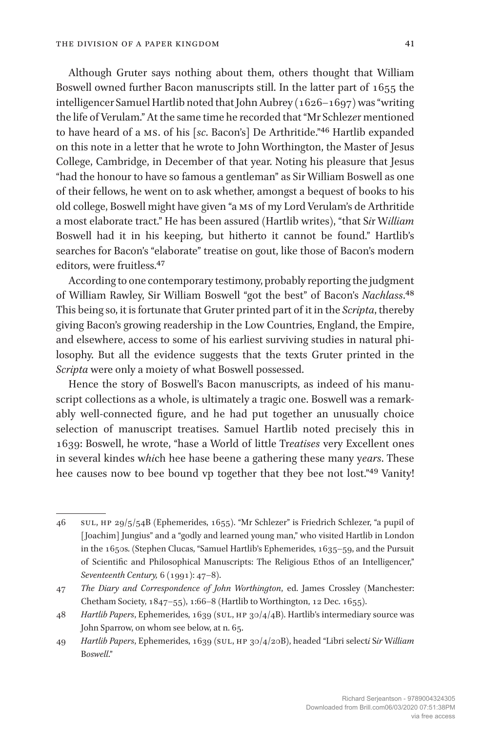Although Gruter says nothing about them, others thought that William Boswell owned further Bacon manuscripts still. In the latter part of 1655 the intelligencer Samuel Hartlib noted that John Aubrey (1626–1697) was "writing the life of Verulam." At the same time he recorded that "Mr Schlez*er* mentioned to have heard of a MS. of his [*sc.* Bacon's] De Arthritide."[46] Hartlib expanded on this note in a letter that he wrote to John Worthington, the Master of Jesus College, Cambridge, in December of that year. Noting his pleasure that Jesus "had the honour to have so famous a gentleman" as Sir William Boswell as one of their fellows, he went on to ask whether, amongst a bequest of books to his old college, Boswell might have given "a MS of my Lord Verulam's de Arthritide a most elaborate tract." He has been assured (Hartlib writes), "that S*ir* W*illiam* Boswell had it in his keeping, but hitherto it cannot be found." Hartlib's searches for Bacon's "elaborate" treatise on gout, like those of Bacon's modern editors, were fruitless.[47]

According to one contemporary testimony, probably reporting the judgment of William Rawley, Sir William Boswell "got the best" of Bacon's *Nachlass*.[48] This being so, it is fortunate that Gruter printed part of it in the *Scripta*, thereby giving Bacon's growing readership in the Low Countries, England, the Empire, and elsewhere, access to some of his earliest surviving studies in natural philosophy. But all the evidence suggests that the texts Gruter printed in the *Scripta* were only a moiety of what Boswell possessed.

Hence the story of Boswell's Bacon manuscripts, as indeed of his manuscript collections as a whole, is ultimately a tragic one. Boswell was a remarkably well-connected figure, and he had put together an unusually choice selection of manuscript treatises. Samuel Hartlib noted precisely this in 1639: Boswell, he wrote, "hase a World of little Tr*eatises* very Excellent ones in several kindes w*hi*ch hee hase beene a gathering these many y*ears*. These hee causes now to bee bound vp together that they bee not lost."[49] Vanity!

---

46 SUL, HP 29/5/54B (Ephemerides, 1655). "Mr Schlezer" is Friedrich Schlezer, "a pupil of [Joachim] Jungius" and a "godly and learned young man," who visited Hartlib in London in the 1650s. (Stephen Clucas, "Samuel Hartlib's Ephemerides, 1635–59, and the Pursuit of Scientific and Philosophical Manuscripts: The Religious Ethos of an Intelligencer," *Seventeenth Century,* 6 (1991): 47–8).

47 *The Diary and Correspondence of John Worthington*, ed. James Crossley (Manchester: Chetham Society, 1847–55), 1:66–8 (Hartlib to Worthington, 12 Dec. 1655).

48 *Hartlib Papers*, Ephemerides, 1639 (SUL, HP 30/4/4B). Hartlib's intermediary source was John Sparrow, on whom see below, at n. 65.

49 *Hartlib Papers*, Ephemerides, 1639 (SUL, HP 30/4/20B), headed "Libri select*i* S*ir* W*illiam* B*oswell*."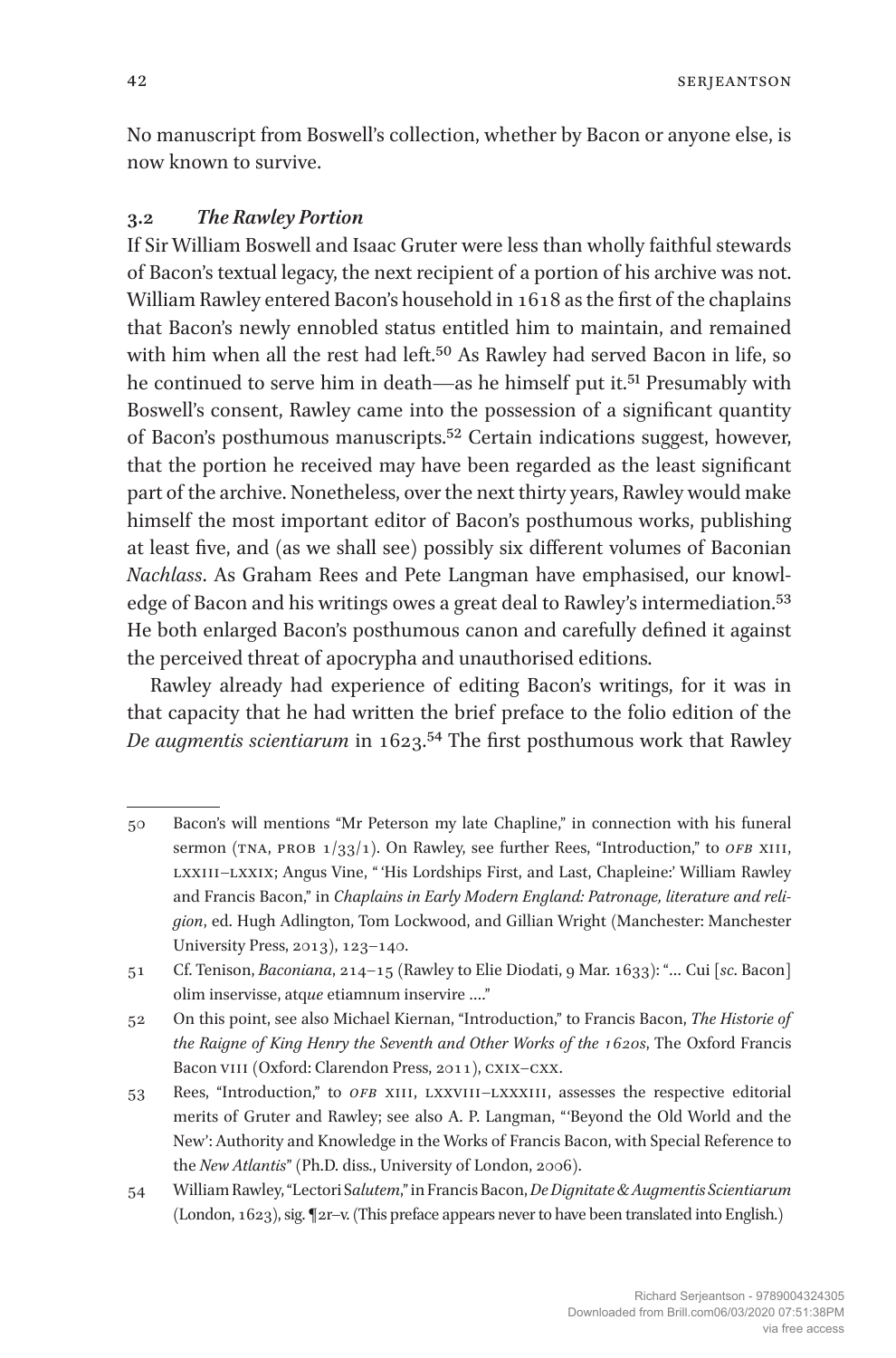No manuscript from Boswell's collection, whether by Bacon or anyone else, is now known to survive.

### 3.2 *The Rawley Portion*

If Sir William Boswell and Isaac Gruter were less than wholly faithful stewards of Bacon's textual legacy, the next recipient of a portion of his archive was not. William Rawley entered Bacon's household in 1618 as the first of the chaplains that Bacon's newly ennobled status entitled him to maintain, and remained with him when all the rest had left.[50] As Rawley had served Bacon in life, so he continued to serve him in death—as he himself put it.[51] Presumably with Boswell's consent, Rawley came into the possession of a significant quantity of Bacon's posthumous manuscripts.[52] Certain indications suggest, however, that the portion he received may have been regarded as the least significant part of the archive. Nonetheless, over the next thirty years, Rawley would make himself the most important editor of Bacon's posthumous works, publishing at least five, and (as we shall see) possibly six different volumes of Baconian *Nachlass*. As Graham Rees and Pete Langman have emphasised, our knowledge of Bacon and his writings owes a great deal to Rawley's intermediation.[53] He both enlarged Bacon's posthumous canon and carefully defined it against the perceived threat of apocrypha and unauthorised editions.

Rawley already had experience of editing Bacon's writings, for it was in that capacity that he had written the brief preface to the folio edition of the *De augmentis scientiarum* in 1623.[54] The first posthumous work that Rawley

---

50 Bacon's will mentions "Mr Peterson my late Chapline," in connection with his funeral sermon (TNA, PROB 1/33/1). On Rawley, see further Rees, "Introduction," to *OFB* XIII, LXXIII–LXXIX; Angus Vine, "'His Lordships First, and Last, Chapleine:' William Rawley and Francis Bacon," in *Chaplains in Early Modern England: Patronage, literature and religion*, ed. Hugh Adlington, Tom Lockwood, and Gillian Wright (Manchester: Manchester University Press, 2013), 123–140.

51 Cf. Tenison, *Baconiana*, 214–15 (Rawley to Elie Diodati, 9 Mar. 1633): "… Cui [*sc.* Bacon] olim inservisse, atq*ue* etiamnum inservire …."

52 On this point, see also Michael Kiernan, "Introduction," to Francis Bacon, *The Historie of the Raigne of King Henry the Seventh and Other Works of the 1620s*, The Oxford Francis Bacon VIII (Oxford: Clarendon Press, 2011), CXIX–CXX.

53 Rees, "Introduction," to *OFB* XIII, LXXVIII–LXXXIII, assesses the respective editorial merits of Gruter and Rawley; see also A. P. Langman, "'Beyond the Old World and the New': Authority and Knowledge in the Works of Francis Bacon, with Special Reference to the *New Atlantis*" (Ph.D. diss., University of London, 2006).

54 William Rawley, "Lectori S*alutem*," in Francis Bacon, *De Dignitate & Augmentis Scientiarum* (London, 1623), sig. ¶2r–v. (This preface appears never to have been translated into English.)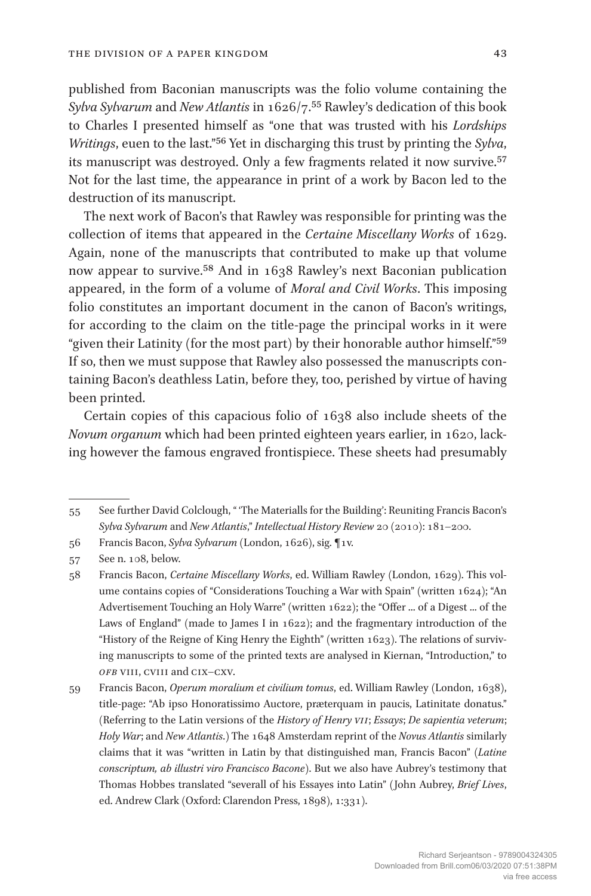published from Baconian manuscripts was the folio volume containing the *Sylva Sylvarum* and *New Atlantis* in 1626/7.[55] Rawley's dedication of this book to Charles I presented himself as "one that was trusted with his *Lordships Writings*, euen to the last."[56] Yet in discharging this trust by printing the *Sylva*, its manuscript was destroyed. Only a few fragments related it now survive.[57] Not for the last time, the appearance in print of a work by Bacon led to the destruction of its manuscript.

The next work of Bacon's that Rawley was responsible for printing was the collection of items that appeared in the *Certaine Miscellany Works* of 1629. Again, none of the manuscripts that contributed to make up that volume now appear to survive.[58] And in 1638 Rawley's next Baconian publication appeared, in the form of a volume of *Moral and Civil Works*. This imposing folio constitutes an important document in the canon of Bacon's writings, for according to the claim on the title-page the principal works in it were "given their Latinity (for the most part) by their honorable author himself."[59] If so, then we must suppose that Rawley also possessed the manuscripts containing Bacon's deathless Latin, before they, too, perished by virtue of having been printed.

Certain copies of this capacious folio of 1638 also include sheets of the *Novum organum* which had been printed eighteen years earlier, in 1620, lacking however the famous engraved frontispiece. These sheets had presumably

---

55 See further David Colclough, " 'The Materialls for the Building': Reuniting Francis Bacon's *Sylva Sylvarum* and *New Atlantis*," *Intellectual History Review* 20 (2010): 181–200.

56 Francis Bacon, *Sylva Sylvarum* (London, 1626), sig. ¶1v.

57 See n. 108, below.

58 Francis Bacon, *Certaine Miscellany Works*, ed. William Rawley (London, 1629). This volume contains copies of "Considerations Touching a War with Spain" (written 1624); "An Advertisement Touching an Holy Warre" (written 1622); the "Offer ... of a Digest ... of the Laws of England" (made to James I in 1622); and the fragmentary introduction of the "History of the Reigne of King Henry the Eighth" (written 1623). The relations of surviving manuscripts to some of the printed texts are analysed in Kiernan, "Introduction," to *OFB* VIII, CVIII and CIX–CXV.

59 Francis Bacon, *Operum moralium et civilium tomus*, ed. William Rawley (London, 1638), title-page: "Ab ipso Honoratissimo Auctore, præterquam in paucis, Latinitate donatus." (Referring to the Latin versions of the *History of Henry VII*; *Essays*; *De sapientia veterum*; *Holy War*; and *New Atlantis*.) The 1648 Amsterdam reprint of the *Novus Atlantis* similarly claims that it was "written in Latin by that distinguished man, Francis Bacon" (*Latine conscriptum, ab illustri viro Francisco Bacone*). But we also have Aubrey's testimony that Thomas Hobbes translated "severall of his Essayes into Latin" (John Aubrey, *Brief Lives*, ed. Andrew Clark (Oxford: Clarendon Press, 1898), 1:331).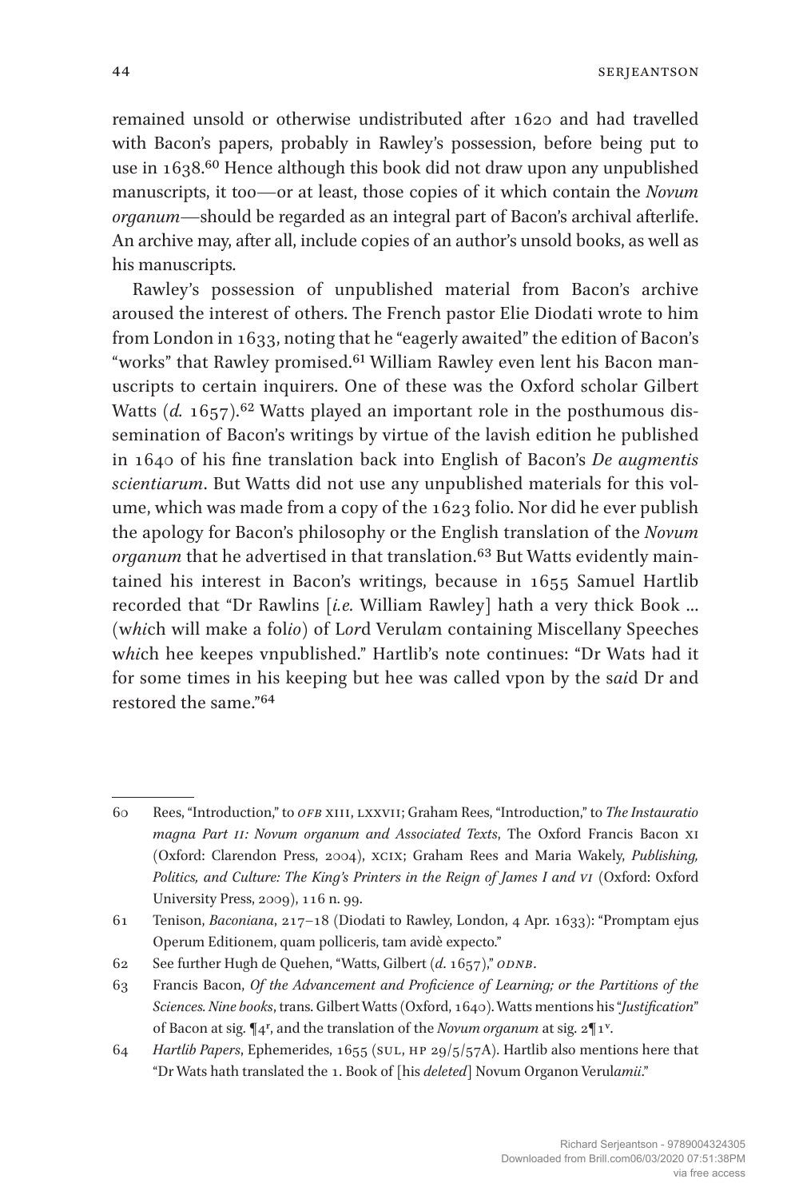remained unsold or otherwise undistributed after 1620 and had travelled with Bacon's papers, probably in Rawley's possession, before being put to use in 1638.[60] Hence although this book did not draw upon any unpublished manuscripts, it too—or at least, those copies of it which contain the *Novum organum*—should be regarded as an integral part of Bacon's archival afterlife. An archive may, after all, include copies of an author's unsold books, as well as his manuscripts.

Rawley's possession of unpublished material from Bacon's archive aroused the interest of others. The French pastor Elie Diodati wrote to him from London in 1633, noting that he "eagerly awaited" the edition of Bacon's "works" that Rawley promised.[61] William Rawley even lent his Bacon manuscripts to certain inquirers. One of these was the Oxford scholar Gilbert Watts (*d.* 1657).[62] Watts played an important role in the posthumous dissemination of Bacon's writings by virtue of the lavish edition he published in 1640 of his fine translation back into English of Bacon's *De augmentis scientiarum*. But Watts did not use any unpublished materials for this volume, which was made from a copy of the 1623 folio. Nor did he ever publish the apology for Bacon's philosophy or the English translation of the *Novum organum* that he advertised in that translation.[63] But Watts evidently maintained his interest in Bacon's writings, because in 1655 Samuel Hartlib recorded that "Dr Rawlins [*i.e.* William Rawley] hath a very thick Book ... (w*hi*ch will make a fol*io*) of L*or*d Verul*am* containing Miscellany Speeches w*hi*ch hee keepes vnpublished." Hartlib's note continues: "Dr Wats had it for some times in his keeping but hee was called vpon by the s*ai*d Dr and restored the same."[64]

---

60 Rees, "Introduction," to *OFB* XIII, LXXVII; Graham Rees, "Introduction," to *The Instauratio magna Part II: Novum organum and Associated Texts*, The Oxford Francis Bacon XI (Oxford: Clarendon Press, 2004), XCIX; Graham Rees and Maria Wakely, *Publishing, Politics, and Culture: The King's Printers in the Reign of James I and VI* (Oxford: Oxford University Press, 2009), 116 n. 99.

61 Tenison, *Baconiana*, 217–18 (Diodati to Rawley, London, 4 Apr. 1633): "Promptam ejus Operum Editionem, quam polliceris, tam avidè expecto."

62 See further Hugh de Quehen, "Watts, Gilbert (*d.* 1657)," *ODNB*.

63 Francis Bacon, *Of the Advancement and Proficience of Learning; or the Partitions of the Sciences. Nine books*, trans. Gilbert Watts (Oxford, 1640). Watts mentions his "*Justification*" of Bacon at sig. ¶4r, and the translation of the *Novum organum* at sig. 2¶1v.

64 *Hartlib Papers*, Ephemerides, 1655 (SUL, HP 29/5/57A). Hartlib also mentions here that "Dr Wats hath translated the 1. Book of [his *deleted*] Novum Organon Verul*amii*."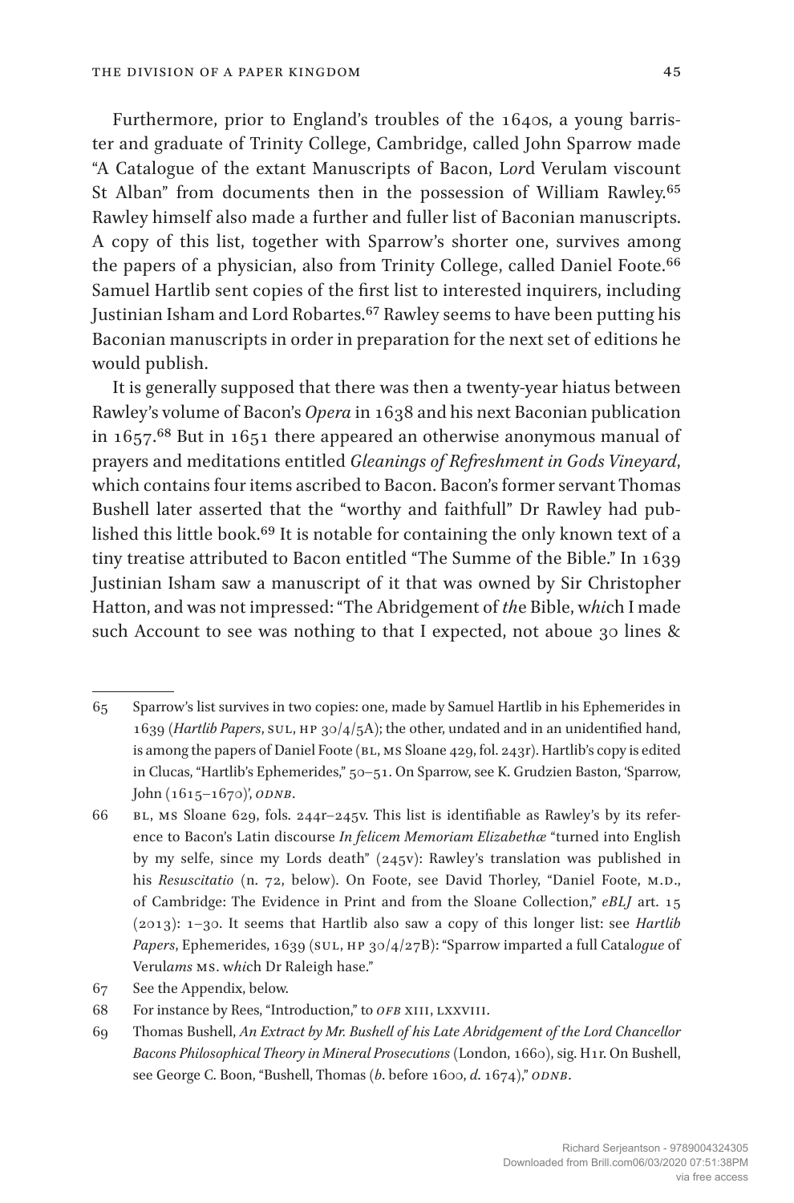Furthermore, prior to England's troubles of the 1640s, a young barrister and graduate of Trinity College, Cambridge, called John Sparrow made "A Catalogue of the extant Manuscripts of Bacon, L*or*d Verulam viscount St Alban" from documents then in the possession of William Rawley.[65] Rawley himself also made a further and fuller list of Baconian manuscripts. A copy of this list, together with Sparrow's shorter one, survives among the papers of a physician, also from Trinity College, called Daniel Foote.[66] Samuel Hartlib sent copies of the first list to interested inquirers, including Justinian Isham and Lord Robartes.[67] Rawley seems to have been putting his Baconian manuscripts in order in preparation for the next set of editions he would publish.

It is generally supposed that there was then a twenty-year hiatus between Rawley's volume of Bacon's *Opera* in 1638 and his next Baconian publication in 1657.[68] But in 1651 there appeared an otherwise anonymous manual of prayers and meditations entitled *Gleanings of Refreshment in Gods Vineyard*, which contains four items ascribed to Bacon. Bacon's former servant Thomas Bushell later asserted that the "worthy and faithfull" Dr Rawley had published this little book.[69] It is notable for containing the only known text of a tiny treatise attributed to Bacon entitled "The Summe of the Bible." In 1639 Justinian Isham saw a manuscript of it that was owned by Sir Christopher Hatton, and was not impressed: "The Abridgement of *th*e Bible, w*hi*ch I made such Account to see was nothing to that I expected, not aboue 30 lines &

---

65 Sparrow's list survives in two copies: one, made by Samuel Hartlib in his Ephemerides in 1639 (*Hartlib Papers*, SUL, HP 30/4/5A); the other, undated and in an unidentified hand, is among the papers of Daniel Foote (BL, MS Sloane 429, fol. 243r). Hartlib's copy is edited in Clucas, "Hartlib's Ephemerides," 50–51. On Sparrow, see K. Grudzien Baston, 'Sparrow, John (1615–1670)', *ODNB*.

66 BL, MS Sloane 629, fols. 244r–245v. This list is identifiable as Rawley's by its reference to Bacon's Latin discourse *In felicem Memoriam Elizabethæ* "turned into English by my selfe, since my Lords death" (245v): Rawley's translation was published in his *Resuscitatio* (n. 72, below). On Foote, see David Thorley, "Daniel Foote, M.D., of Cambridge: The Evidence in Print and from the Sloane Collection," *eBLJ* art. 15 (2013): 1–30. It seems that Hartlib also saw a copy of this longer list: see *Hartlib Papers*, Ephemerides, 1639 (SUL, HP 30/4/27B): "Sparrow imparted a full Catal*ogue* of Verul*ams* MS. w*hi*ch Dr Raleigh hase."

67 See the Appendix, below.

68 For instance by Rees, "Introduction," to *OFB* XIII, LXXVIII.

69 Thomas Bushell, *An Extract by Mr. Bushell of his Late Abridgement of the Lord Chancellor Bacons Philosophical Theory in Mineral Prosecutions* (London, 1660), sig. H1r. On Bushell, see George C. Boon, "Bushell, Thomas (*b*. before 1600, *d*. 1674)," *ODNB*.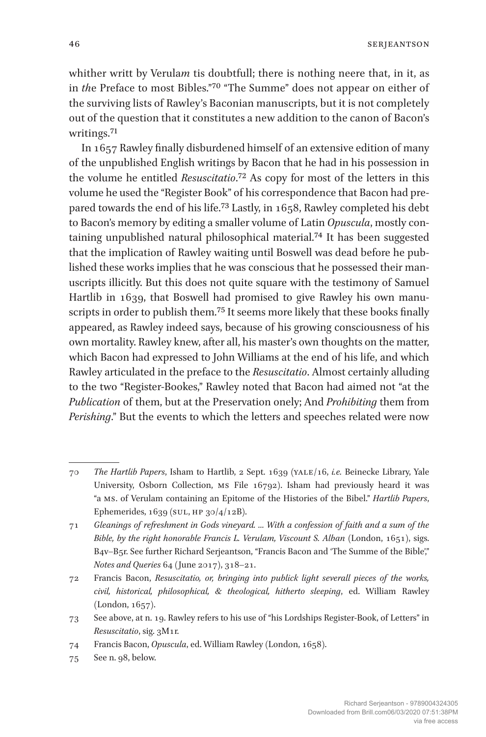whither writt by Verula*m* tis doubtfull; there is nothing neere that, in it, as in *th*e Preface to most Bibles."[70] "The Summe" does not appear on either of the surviving lists of Rawley's Baconian manuscripts, but it is not completely out of the question that it constitutes a new addition to the canon of Bacon's writings.[71]

In 1657 Rawley finally disburdened himself of an extensive edition of many of the unpublished English writings by Bacon that he had in his possession in the volume he entitled *Resuscitatio*.[72] As copy for most of the letters in this volume he used the "Register Book" of his correspondence that Bacon had prepared towards the end of his life.[73] Lastly, in 1658, Rawley completed his debt to Bacon's memory by editing a smaller volume of Latin *Opuscula*, mostly containing unpublished natural philosophical material.[74] It has been suggested that the implication of Rawley waiting until Boswell was dead before he published these works implies that he was conscious that he possessed their manuscripts illicitly. But this does not quite square with the testimony of Samuel Hartlib in 1639, that Boswell had promised to give Rawley his own manuscripts in order to publish them.[75] It seems more likely that these books finally appeared, as Rawley indeed says, because of his growing consciousness of his own mortality. Rawley knew, after all, his master's own thoughts on the matter, which Bacon had expressed to John Williams at the end of his life, and which Rawley articulated in the preface to the *Resuscitatio*. Almost certainly alluding to the two "Register-Bookes," Rawley noted that Bacon had aimed not "at the *Publication* of them, but at the Preservation onely; And *Prohibiting* them from *Perishing*." But the events to which the letters and speeches related were now

---

70 *The Hartlib Papers*, Isham to Hartlib, 2 Sept. 1639 (YALE/16, *i.e.* Beinecke Library, Yale University, Osborn Collection, MS File 16792). Isham had previously heard it was "a MS. of Verulam containing an Epitome of the Histories of the Bibel." *Hartlib Papers*, Ephemerides, 1639 (SUL, HP 30/4/12B).

71 *Gleanings of refreshment in Gods vineyard. … With a confession of faith and a sum of the Bible, by the right honorable Francis L. Verulam, Viscount S. Alban* (London, 1651), sigs. B4v–B5r. See further Richard Serjeantson, "Francis Bacon and 'The Summe of the Bible'," *Notes and Queries* 64 (June 2017), 318–21.

72 Francis Bacon, *Resuscitatio, or, bringing into publick light severall pieces of the works, civil, historical, philosophical, & theological, hitherto sleeping*, ed. William Rawley (London, 1657).

73 See above, at n. 19. Rawley refers to his use of "his Lordships Register-Book, of Letters" in *Resuscitatio*, sig. 3M1r.

74 Francis Bacon, *Opuscula*, ed. William Rawley (London, 1658).

75 See n. 98, below.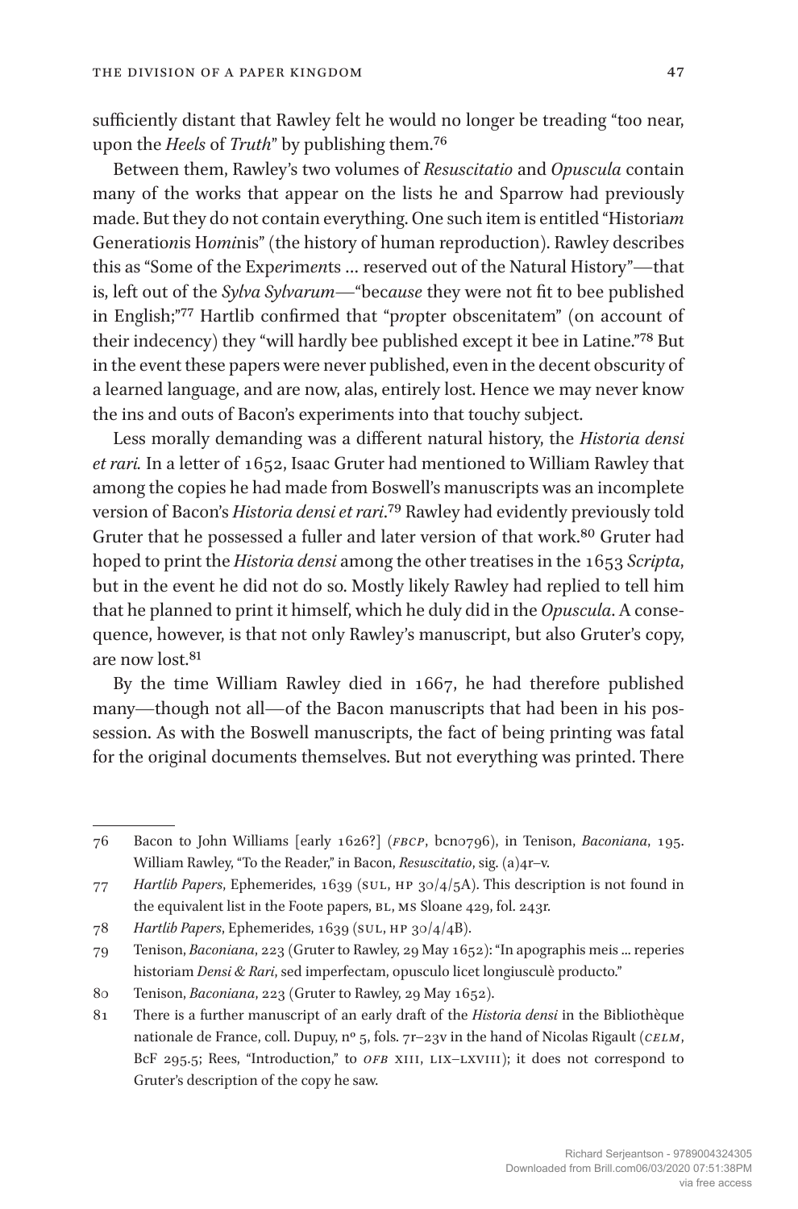sufficiently distant that Rawley felt he would no longer be treading "too near, upon the *Heels* of *Truth*" by publishing them.[76]

Between them, Rawley's two volumes of *Resuscitatio* and *Opuscula* contain many of the works that appear on the lists he and Sparrow had previously made. But they do not contain everything. One such item is entitled "Histori*a*m Generati*o*nis H*omi*nis" (the history of human reproduction). Rawley describes this as "Some of the Exp*er*im*en*ts … reserved out of the Natural History"—that is, left out of the *Sylva Sylvarum*—"bec*ause* they were not fit to bee published in English;"[77] Hartlib confirmed that "p*ro*pter obscenitatem" (on account of their indecency) they "will hardly bee published except it bee in Latine."[78] But in the event these papers were never published, even in the decent obscurity of a learned language, and are now, alas, entirely lost. Hence we may never know the ins and outs of Bacon's experiments into that touchy subject.

Less morally demanding was a different natural history, the *Historia densi et rari.* In a letter of 1652, Isaac Gruter had mentioned to William Rawley that among the copies he had made from Boswell's manuscripts was an incomplete version of Bacon's *Historia densi et rari*.[79] Rawley had evidently previously told Gruter that he possessed a fuller and later version of that work.[80] Gruter had hoped to print the *Historia densi* among the other treatises in the 1653 *Scripta*, but in the event he did not do so. Mostly likely Rawley had replied to tell him that he planned to print it himself, which he duly did in the *Opuscula*. A consequence, however, is that not only Rawley's manuscript, but also Gruter's copy, are now lost.[81]

By the time William Rawley died in 1667, he had therefore published many—though not all—of the Bacon manuscripts that had been in his possession. As with the Boswell manuscripts, the fact of being printing was fatal for the original documents themselves. But not everything was printed. There

---

76 Bacon to John Williams [early 1626?] (*FBCP*, bcn0796), in Tenison, *Baconiana*, 195. William Rawley, "To the Reader," in Bacon, *Resuscitatio*, sig. (a)4r–v.

77 *Hartlib Papers*, Ephemerides, 1639 (SUL, HP 30/4/5A). This description is not found in the equivalent list in the Foote papers, BL, MS Sloane 429, fol. 243r.

78 *Hartlib Papers*, Ephemerides, 1639 (SUL, HP 30/4/4B).

79 Tenison, *Baconiana*, 223 (Gruter to Rawley, 29 May 1652): "In apographis meis … reperies historiam *Densi & Rari*, sed imperfectam, opusculo licet longiusculè producto."

80 Tenison, *Baconiana*, 223 (Gruter to Rawley, 29 May 1652).

81 There is a further manuscript of an early draft of the *Historia densi* in the Bibliothèque nationale de France, coll. Dupuy, nº 5, fols. 7r–23v in the hand of Nicolas Rigault (*CELM*, BcF 295.5; Rees, "Introduction," to *OFB* XIII, LIX–LXVIII); it does not correspond to Gruter's description of the copy he saw.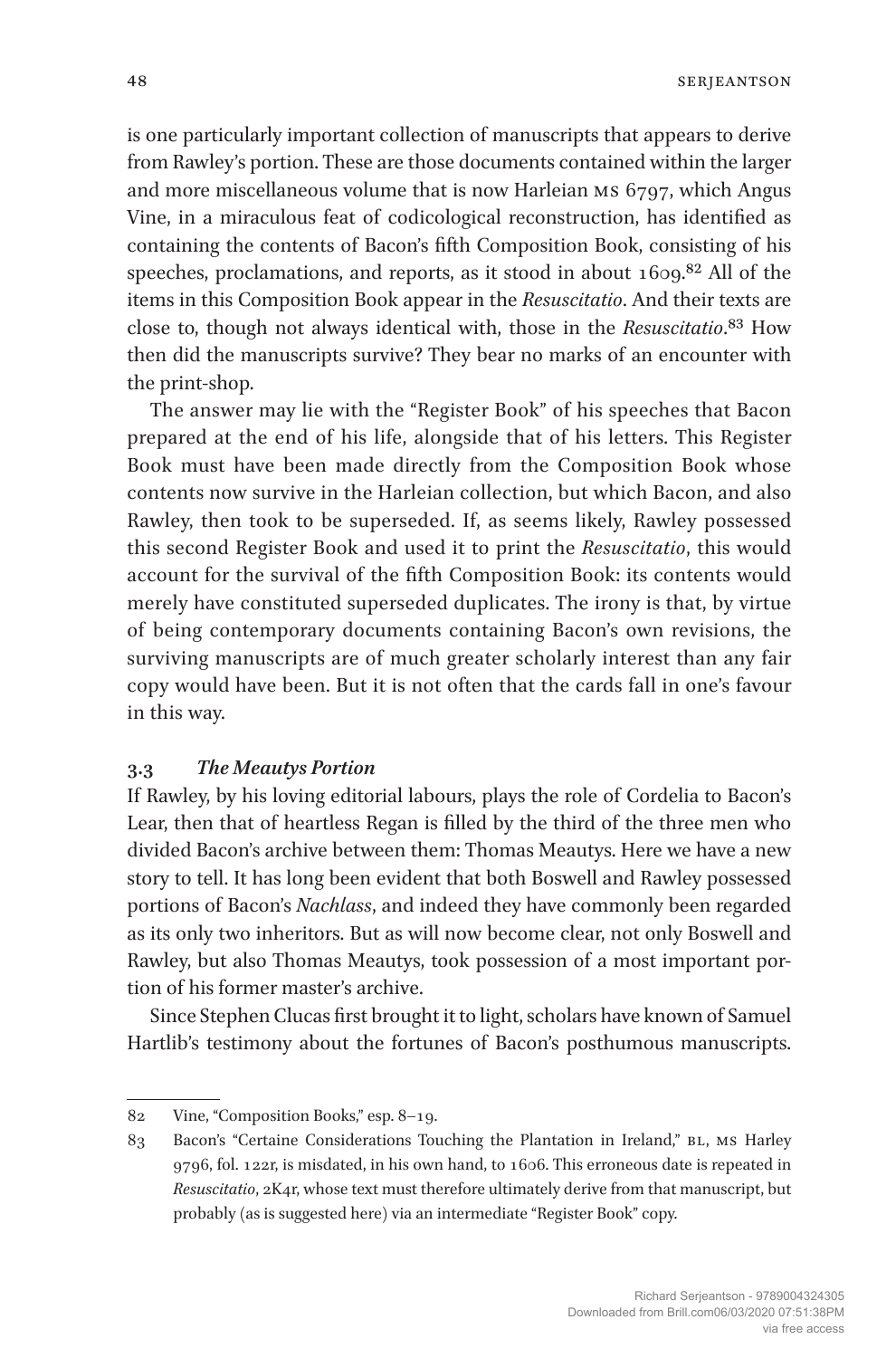is one particularly important collection of manuscripts that appears to derive from Rawley's portion. These are those documents contained within the larger and more miscellaneous volume that is now Harleian MS 6797, which Angus Vine, in a miraculous feat of codicological reconstruction, has identified as containing the contents of Bacon's fifth Composition Book, consisting of his speeches, proclamations, and reports, as it stood in about 1609.[82] All of the items in this Composition Book appear in the *Resuscitatio*. And their texts are close to, though not always identical with, those in the *Resuscitatio*.[83] How then did the manuscripts survive? They bear no marks of an encounter with the print-shop.

The answer may lie with the "Register Book" of his speeches that Bacon prepared at the end of his life, alongside that of his letters. This Register Book must have been made directly from the Composition Book whose contents now survive in the Harleian collection, but which Bacon, and also Rawley, then took to be superseded. If, as seems likely, Rawley possessed this second Register Book and used it to print the *Resuscitatio*, this would account for the survival of the fifth Composition Book: its contents would merely have constituted superseded duplicates. The irony is that, by virtue of being contemporary documents containing Bacon's own revisions, the surviving manuscripts are of much greater scholarly interest than any fair copy would have been. But it is not often that the cards fall in one's favour in this way.

### 3.3 *The Meautys Portion*

If Rawley, by his loving editorial labours, plays the role of Cordelia to Bacon's Lear, then that of heartless Regan is filled by the third of the three men who divided Bacon's archive between them: Thomas Meautys. Here we have a new story to tell. It has long been evident that both Boswell and Rawley possessed portions of Bacon's *Nachlass*, and indeed they have commonly been regarded as its only two inheritors. But as will now become clear, not only Boswell and Rawley, but also Thomas Meautys, took possession of a most important portion of his former master's archive.

Since Stephen Clucas first brought it to light, scholars have known of Samuel Hartlib's testimony about the fortunes of Bacon's posthumous manuscripts.

---

82 Vine, "Composition Books," esp. 8–19.

83 Bacon's "Certaine Considerations Touching the Plantation in Ireland," BL, MS Harley 9796, fol. 122r, is misdated, in his own hand, to 1606. This erroneous date is repeated in *Resuscitatio*, 2K4r, whose text must therefore ultimately derive from that manuscript, but probably (as is suggested here) via an intermediate "Register Book" copy.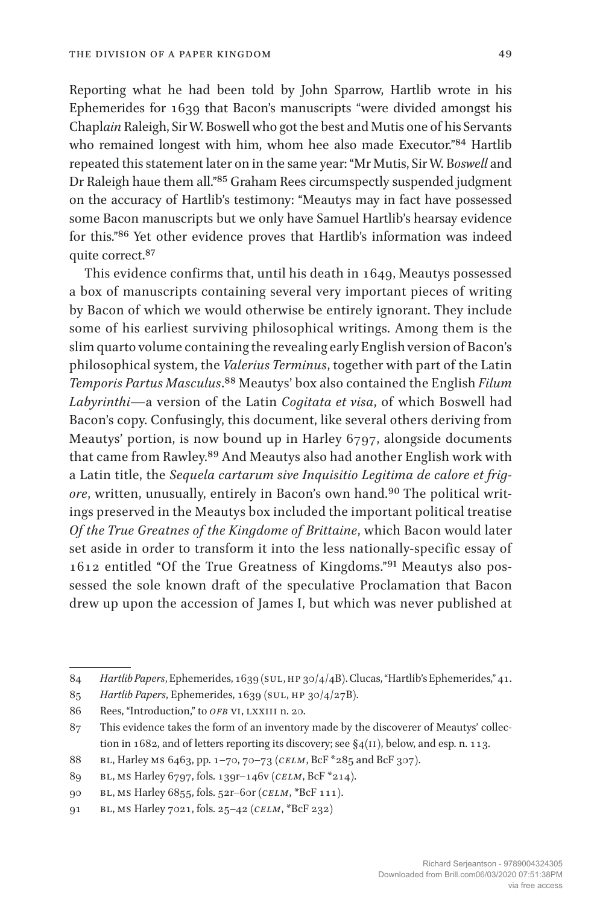Reporting what he had been told by John Sparrow, Hartlib wrote in his Ephemerides for 1639 that Bacon's manuscripts "were divided amongst his Chapl*ain* Raleigh, Sir W. Boswell who got the best and Mutis one of his Servants who remained longest with him, whom hee also made Executor."[84] Hartlib repeated this statement later on in the same year: "Mr Mutis, Sir W. B*oswell* and Dr Raleigh haue them all."[85] Graham Rees circumspectly suspended judgment on the accuracy of Hartlib's testimony: "Meautys may in fact have possessed some Bacon manuscripts but we only have Samuel Hartlib's hearsay evidence for this."[86] Yet other evidence proves that Hartlib's information was indeed quite correct.[87]

This evidence confirms that, until his death in 1649, Meautys possessed a box of manuscripts containing several very important pieces of writing by Bacon of which we would otherwise be entirely ignorant. They include some of his earliest surviving philosophical writings. Among them is the slim quarto volume containing the revealing early English version of Bacon's philosophical system, the *Valerius Terminus*, together with part of the Latin *Temporis Partus Masculus*.[88] Meautys' box also contained the English *Filum Labyrinthi*—a version of the Latin *Cogitata et visa*, of which Boswell had Bacon's copy. Confusingly, this document, like several others deriving from Meautys' portion, is now bound up in Harley 6797, alongside documents that came from Rawley.[89] And Meautys also had another English work with a Latin title, the *Sequela cartarum sive Inquisitio Legitima de calore et frigore*, written, unusually, entirely in Bacon's own hand.[90] The political writings preserved in the Meautys box included the important political treatise *Of the True Greatnes of the Kingdome of Brittaine*, which Bacon would later set aside in order to transform it into the less nationally-specific essay of 1612 entitled "Of the True Greatness of Kingdoms."[91] Meautys also possessed the sole known draft of the speculative Proclamation that Bacon drew up upon the accession of James I, but which was never published at

---

84 *Hartlib Papers*, Ephemerides, 1639 (SUL, HP 30/4/4B). Clucas, "Hartlib's Ephemerides," 41.

85 *Hartlib Papers*, Ephemerides, 1639 (SUL, HP 30/4/27B).

86 Rees, "Introduction," to *OFB* VI, LXXIII n. 20.

87 This evidence takes the form of an inventory made by the discoverer of Meautys' collection in 1682, and of letters reporting its discovery; see §4(II), below, and esp. n. 113.

88 BL, Harley MS 6463, pp. 1–70, 70–73 (*CELM*, BcF *285 and BcF 307).

89 BL, MS Harley 6797, fols. 139r–146v (*CELM*, BcF *214).

90 BL, MS Harley 6855, fols. 52r–60r (*CELM*, *BcF 111).

91 BL, MS Harley 7021, fols. 25–42 (*CELM*, *BcF 232)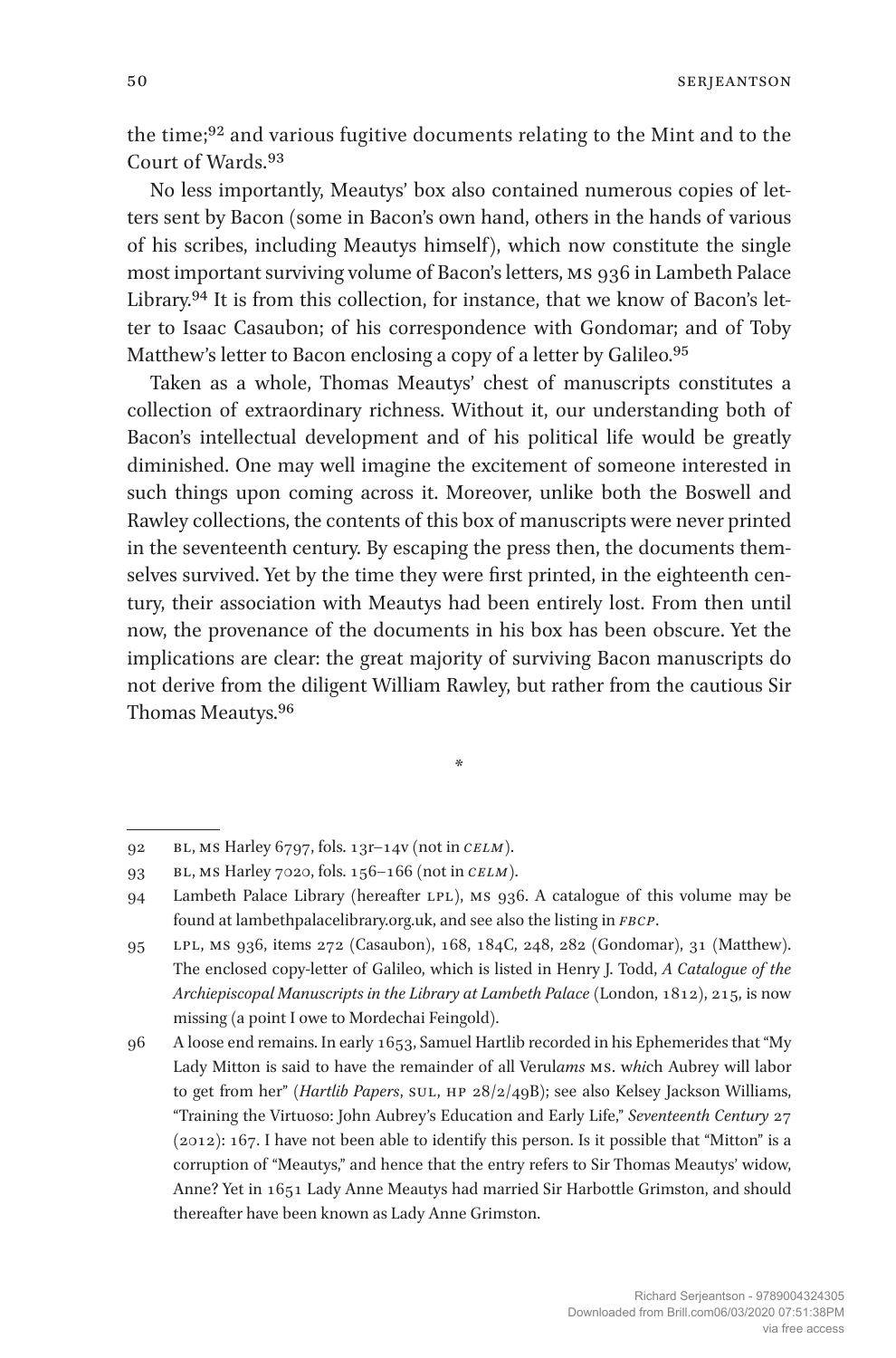the time;[92] and various fugitive documents relating to the Mint and to the Court of Wards.[93]

No less importantly, Meautys' box also contained numerous copies of letters sent by Bacon (some in Bacon's own hand, others in the hands of various of his scribes, including Meautys himself), which now constitute the single most important surviving volume of Bacon's letters, MS 936 in Lambeth Palace Library.[94] It is from this collection, for instance, that we know of Bacon's letter to Isaac Casaubon; of his correspondence with Gondomar; and of Toby Matthew's letter to Bacon enclosing a copy of a letter by Galileo.[95]

Taken as a whole, Thomas Meautys' chest of manuscripts constitutes a collection of extraordinary richness. Without it, our understanding both of Bacon's intellectual development and of his political life would be greatly diminished. One may well imagine the excitement of someone interested in such things upon coming across it. Moreover, unlike both the Boswell and Rawley collections, the contents of this box of manuscripts were never printed in the seventeenth century. By escaping the press then, the documents themselves survived. Yet by the time they were first printed, in the eighteenth century, their association with Meautys had been entirely lost. From then until now, the provenance of the documents in his box has been obscure. Yet the implications are clear: the great majority of surviving Bacon manuscripts do not derive from the diligent William Rawley, but rather from the cautious Sir Thomas Meautys.[96]

*

---

92 BL, MS Harley 6797, fols. 13r–14v (not in *CELM*).

93 BL, MS Harley 7020, fols. 156–166 (not in *CELM*).

94 Lambeth Palace Library (hereafter LPL), MS 936. A catalogue of this volume may be found at lambethpalacelibrary.org.uk, and see also the listing in *FBCP*.

95 LPL, MS 936, items 272 (Casaubon), 168, 184C, 248, 282 (Gondomar), 31 (Matthew). The enclosed copy-letter of Galileo, which is listed in Henry J. Todd, *A Catalogue of the Archiepiscopal Manuscripts in the Library at Lambeth Palace* (London, 1812), 215, is now missing (a point I owe to Mordechai Feingold).

96 A loose end remains. In early 1653, Samuel Hartlib recorded in his Ephemerides that "My Lady Mitton is said to have the remainder of all Verul*ams* MS. w*hi*ch Aubrey will labor to get from her" (*Hartlib Papers*, SUL, HP 28/2/49B); see also Kelsey Jackson Williams, "Training the Virtuoso: John Aubrey's Education and Early Life," *Seventeenth Century* 27 (2012): 167. I have not been able to identify this person. Is it possible that "Mitton" is a corruption of "Meautys," and hence that the entry refers to Sir Thomas Meautys' widow, Anne? Yet in 1651 Lady Anne Meautys had married Sir Harbottle Grimston, and should thereafter have been known as Lady Anne Grimston.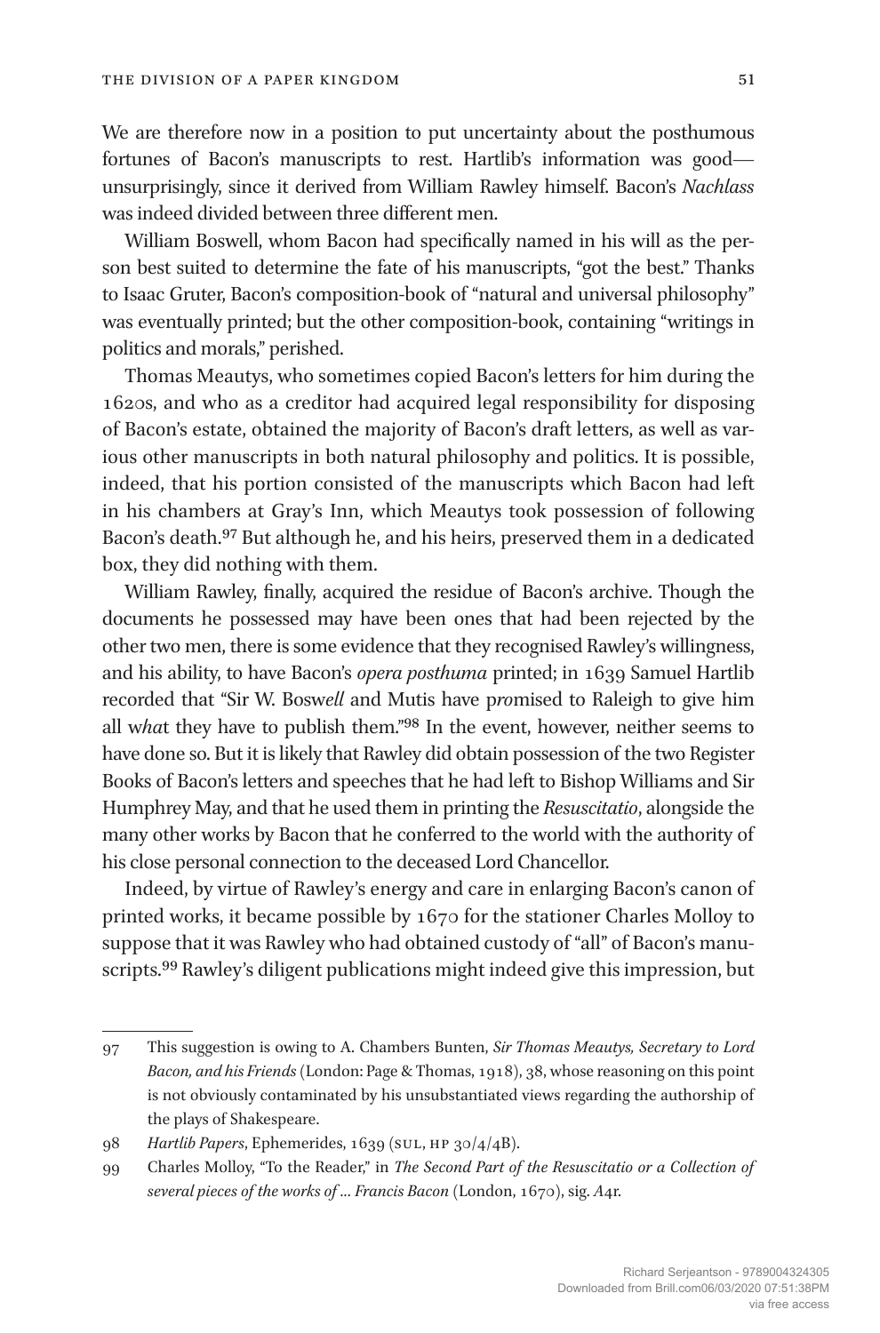We are therefore now in a position to put uncertainty about the posthumous fortunes of Bacon's manuscripts to rest. Hartlib's information was good—unsurprisingly, since it derived from William Rawley himself. Bacon's *Nachlass* was indeed divided between three different men.

William Boswell, whom Bacon had specifically named in his will as the person best suited to determine the fate of his manuscripts, "got the best." Thanks to Isaac Gruter, Bacon's composition-book of "natural and universal philosophy" was eventually printed; but the other composition-book, containing "writings in politics and morals," perished.

Thomas Meautys, who sometimes copied Bacon's letters for him during the 1620s, and who as a creditor had acquired legal responsibility for disposing of Bacon's estate, obtained the majority of Bacon's draft letters, as well as various other manuscripts in both natural philosophy and politics. It is possible, indeed, that his portion consisted of the manuscripts which Bacon had left in his chambers at Gray's Inn, which Meautys took possession of following Bacon's death.[97] But although he, and his heirs, preserved them in a dedicated box, they did nothing with them.

William Rawley, finally, acquired the residue of Bacon's archive. Though the documents he possessed may have been ones that had been rejected by the other two men, there is some evidence that they recognised Rawley's willingness, and his ability, to have Bacon's *opera posthuma* printed; in 1639 Samuel Hartlib recorded that "Sir W. Bosw*ell* and Mutis have p*ro*mised to Raleigh to give him all w*ha*t they have to publish them."[98] In the event, however, neither seems to have done so. But it is likely that Rawley did obtain possession of the two Register Books of Bacon's letters and speeches that he had left to Bishop Williams and Sir Humphrey May, and that he used them in printing the *Resuscitatio*, alongside the many other works by Bacon that he conferred to the world with the authority of his close personal connection to the deceased Lord Chancellor.

Indeed, by virtue of Rawley's energy and care in enlarging Bacon's canon of printed works, it became possible by 1670 for the stationer Charles Molloy to suppose that it was Rawley who had obtained custody of "all" of Bacon's manuscripts.[99] Rawley's diligent publications might indeed give this impression, but

---

97 This suggestion is owing to A. Chambers Bunten, *Sir Thomas Meautys, Secretary to Lord Bacon, and his Friends* (London: Page & Thomas, 1918), 38, whose reasoning on this point is not obviously contaminated by his unsubstantiated views regarding the authorship of the plays of Shakespeare.

98 *Hartlib Papers*, Ephemerides, 1639 (SUL, HP 30/4/4B).

99 Charles Molloy, "To the Reader," in *The Second Part of the Resuscitatio or a Collection of several pieces of the works of … Francis Bacon* (London, 1670), sig. *A*4r.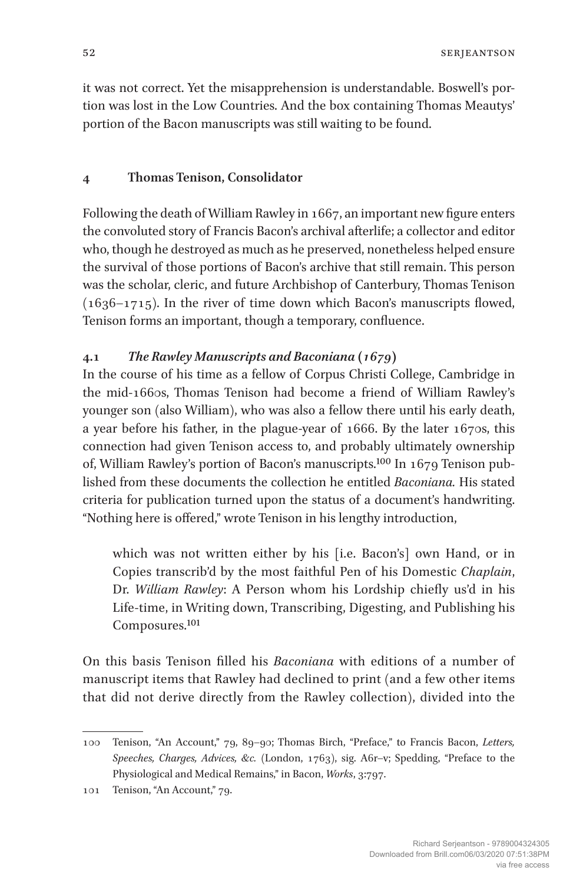it was not correct. Yet the misapprehension is understandable. Boswell's portion was lost in the Low Countries. And the box containing Thomas Meautys' portion of the Bacon manuscripts was still waiting to be found.

## 4 Thomas Tenison, Consolidator

Following the death of William Rawley in 1667, an important new figure enters the convoluted story of Francis Bacon's archival afterlife; a collector and editor who, though he destroyed as much as he preserved, nonetheless helped ensure the survival of those portions of Bacon's archive that still remain. This person was the scholar, cleric, and future Archbishop of Canterbury, Thomas Tenison (1636–1715). In the river of time down which Bacon's manuscripts flowed, Tenison forms an important, though a temporary, confluence.

### 4.1 *The Rawley Manuscripts and Baconiana (1679)*

In the course of his time as a fellow of Corpus Christi College, Cambridge in the mid-1660s, Thomas Tenison had become a friend of William Rawley's younger son (also William), who was also a fellow there until his early death, a year before his father, in the plague-year of 1666. By the later 1670s, this connection had given Tenison access to, and probably ultimately ownership of, William Rawley's portion of Bacon's manuscripts.[100] In 1679 Tenison published from these documents the collection he entitled *Baconiana.* His stated criteria for publication turned upon the status of a document's handwriting. "Nothing here is offered," wrote Tenison in his lengthy introduction,

> which was not written either by his [i.e. Bacon's] own Hand, or in Copies transcrib'd by the most faithful Pen of his Domestic *Chaplain*, Dr. *William Rawley*: A Person whom his Lordship chiefly us'd in his Life-time, in Writing down, Transcribing, Digesting, and Publishing his Composures.[101]

On this basis Tenison filled his *Baconiana* with editions of a number of manuscript items that Rawley had declined to print (and a few other items that did not derive directly from the Rawley collection), divided into the

---

100 Tenison, "An Account," 79, 89–90; Thomas Birch, "Preface," to Francis Bacon, *Letters, Speeches, Charges, Advices, &c.* (London, 1763), sig. A6r–v; Spedding, "Preface to the Physiological and Medical Remains," in Bacon, *Works*, 3:797.

101 Tenison, "An Account," 79.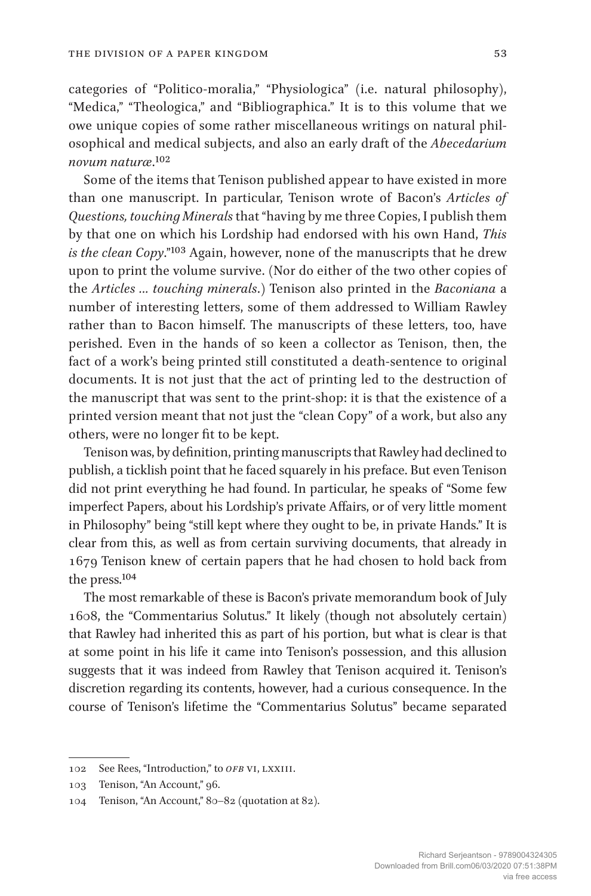categories of "Politico-moralia," "Physiologica" (i.e. natural philosophy), "Medica," "Theologica," and "Bibliographica." It is to this volume that we owe unique copies of some rather miscellaneous writings on natural philosophical and medical subjects, and also an early draft of the *Abecedarium novum naturæ*.[102]

Some of the items that Tenison published appear to have existed in more than one manuscript. In particular, Tenison wrote of Bacon's *Articles of Questions, touching Minerals* that "having by me three Copies, I publish them by that one on which his Lordship had endorsed with his own Hand, *This is the clean Copy*."[103] Again, however, none of the manuscripts that he drew upon to print the volume survive. (Nor do either of the two other copies of the *Articles ... touching minerals*.) Tenison also printed in the *Baconiana* a number of interesting letters, some of them addressed to William Rawley rather than to Bacon himself. The manuscripts of these letters, too, have perished. Even in the hands of so keen a collector as Tenison, then, the fact of a work's being printed still constituted a death-sentence to original documents. It is not just that the act of printing led to the destruction of the manuscript that was sent to the print-shop: it is that the existence of a printed version meant that not just the "clean Copy" of a work, but also any others, were no longer fit to be kept.

Tenison was, by definition, printing manuscripts that Rawley had declined to publish, a ticklish point that he faced squarely in his preface. But even Tenison did not print everything he had found. In particular, he speaks of "Some few imperfect Papers, about his Lordship's private Affairs, or of very little moment in Philosophy" being "still kept where they ought to be, in private Hands." It is clear from this, as well as from certain surviving documents, that already in 1679 Tenison knew of certain papers that he had chosen to hold back from the press.[104]

The most remarkable of these is Bacon's private memorandum book of July 1608, the "Commentarius Solutus." It likely (though not absolutely certain) that Rawley had inherited this as part of his portion, but what is clear is that at some point in his life it came into Tenison's possession, and this allusion suggests that it was indeed from Rawley that Tenison acquired it. Tenison's discretion regarding its contents, however, had a curious consequence. In the course of Tenison's lifetime the "Commentarius Solutus" became separated

---

102 See Rees, "Introduction," to *OFB* VI, LXXIII.

103 Tenison, "An Account," 96.

104 Tenison, "An Account," 80–82 (quotation at 82).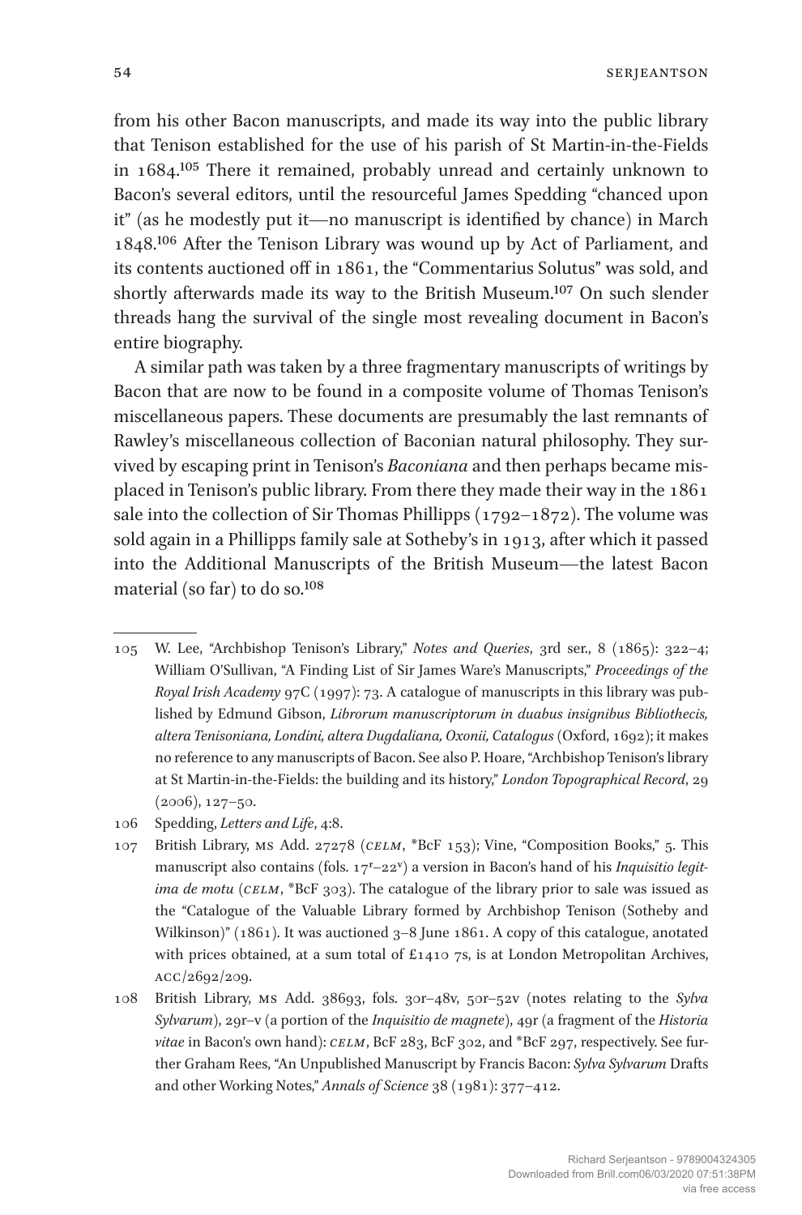from his other Bacon manuscripts, and made its way into the public library that Tenison established for the use of his parish of St Martin-in-the-Fields in 1684.[105] There it remained, probably unread and certainly unknown to Bacon's several editors, until the resourceful James Spedding "chanced upon it" (as he modestly put it—no manuscript is identified by chance) in March 1848.[106] After the Tenison Library was wound up by Act of Parliament, and its contents auctioned off in 1861, the "Commentarius Solutus" was sold, and shortly afterwards made its way to the British Museum.[107] On such slender threads hang the survival of the single most revealing document in Bacon's entire biography.

A similar path was taken by a three fragmentary manuscripts of writings by Bacon that are now to be found in a composite volume of Thomas Tenison's miscellaneous papers. These documents are presumably the last remnants of Rawley's miscellaneous collection of Baconian natural philosophy. They survived by escaping print in Tenison's *Baconiana* and then perhaps became misplaced in Tenison's public library. From there they made their way in the 1861 sale into the collection of Sir Thomas Phillipps (1792–1872). The volume was sold again in a Phillipps family sale at Sotheby's in 1913, after which it passed into the Additional Manuscripts of the British Museum—the latest Bacon material (so far) to do so.[108]

---

105 W. Lee, "Archbishop Tenison's Library," *Notes and Queries*, 3rd ser., 8 (1865): 322–4; William O'Sullivan, "A Finding List of Sir James Ware's Manuscripts," *Proceedings of the Royal Irish Academy* 97C (1997): 73. A catalogue of manuscripts in this library was published by Edmund Gibson, *Librorum manuscriptorum in duabus insignibus Bibliothecis, altera Tenisoniana, Londini, altera Dugdaliana, Oxonii, Catalogus* (Oxford, 1692); it makes no reference to any manuscripts of Bacon. See also P. Hoare, "Archbishop Tenison's library at St Martin-in-the-Fields: the building and its history," *London Topographical Record*, 29 (2006), 127–50.

106 Spedding, *Letters and Life*, 4:8.

107 British Library, MS Add. 27278 (*CELM*, *BcF 153); Vine, "Composition Books," 5. This manuscript also contains (fols. 17r–22v) a version in Bacon's hand of his *Inquisitio legitima de motu* (*CELM*, *BcF 303). The catalogue of the library prior to sale was issued as the "Catalogue of the Valuable Library formed by Archbishop Tenison (Sotheby and Wilkinson)" (1861). It was auctioned 3–8 June 1861. A copy of this catalogue, anotated with prices obtained, at a sum total of £1410 7s, is at London Metropolitan Archives, ACC/2692/209.

108 British Library, MS Add. 38693, fols. 30r–48v, 50r–52v (notes relating to the *Sylva Sylvarum*), 29r–v (a portion of the *Inquisitio de magnete*), 49r (a fragment of the *Historia vitae* in Bacon's own hand): *CELM*, BcF 283, BcF 302, and *BcF 297, respectively. See further Graham Rees, "An Unpublished Manuscript by Francis Bacon: *Sylva Sylvarum* Drafts and other Working Notes," *Annals of Science* 38 (1981): 377–412.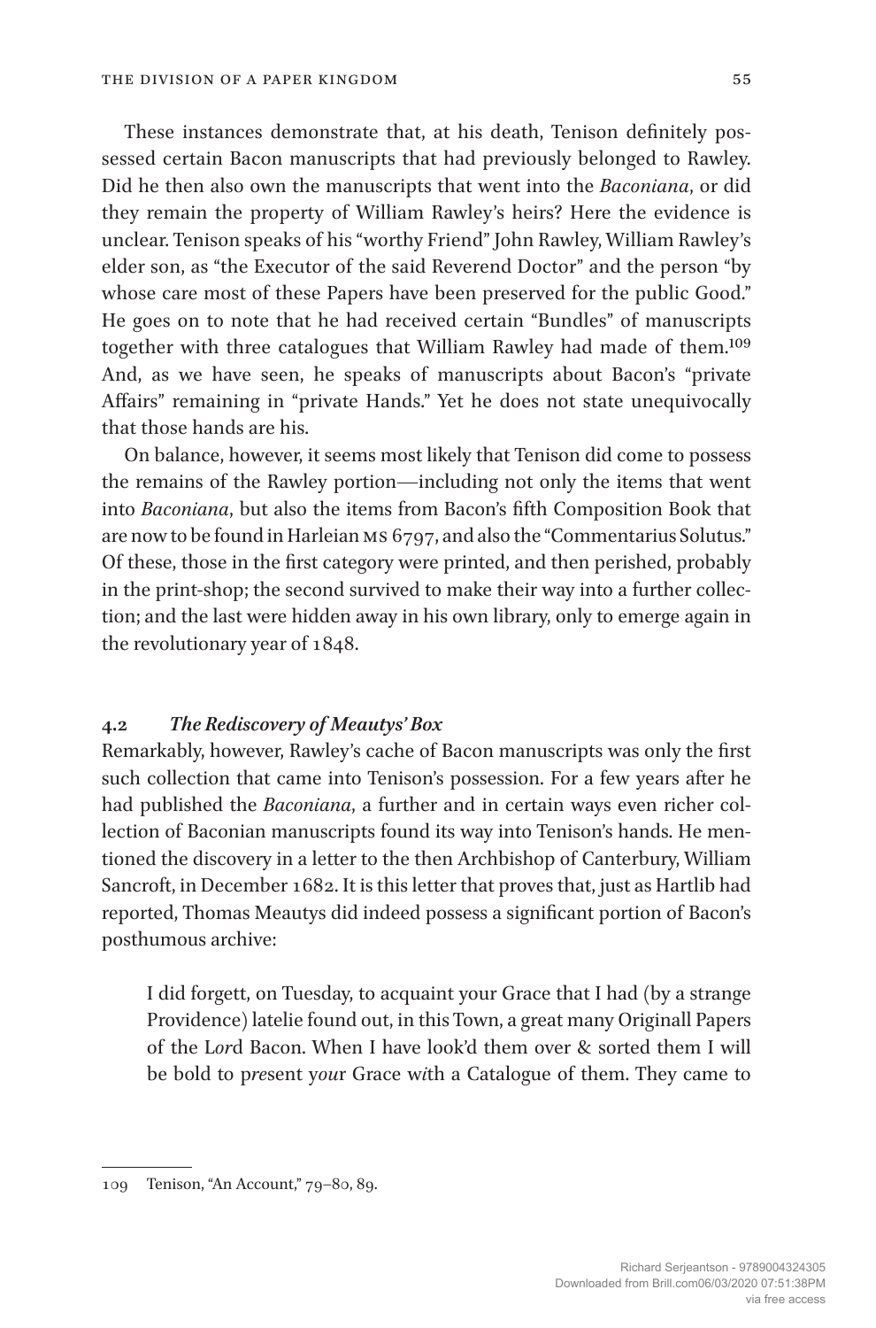These instances demonstrate that, at his death, Tenison definitely possessed certain Bacon manuscripts that had previously belonged to Rawley. Did he then also own the manuscripts that went into the *Baconiana*, or did they remain the property of William Rawley's heirs? Here the evidence is unclear. Tenison speaks of his "worthy Friend" John Rawley, William Rawley's elder son, as "the Executor of the said Reverend Doctor" and the person "by whose care most of these Papers have been preserved for the public Good." He goes on to note that he had received certain "Bundles" of manuscripts together with three catalogues that William Rawley had made of them.[109] And, as we have seen, he speaks of manuscripts about Bacon's "private Affairs" remaining in "private Hands." Yet he does not state unequivocally that those hands are his.

On balance, however, it seems most likely that Tenison did come to possess the remains of the Rawley portion—including not only the items that went into *Baconiana*, but also the items from Bacon's fifth Composition Book that are now to be found in Harleian MS 6797, and also the "Commentarius Solutus." Of these, those in the first category were printed, and then perished, probably in the print-shop; the second survived to make their way into a further collection; and the last were hidden away in his own library, only to emerge again in the revolutionary year of 1848.

### 4.2 *The Rediscovery of Meautys' Box*

Remarkably, however, Rawley's cache of Bacon manuscripts was only the first such collection that came into Tenison's possession. For a few years after he had published the *Baconiana*, a further and in certain ways even richer collection of Baconian manuscripts found its way into Tenison's hands. He mentioned the discovery in a letter to the then Archbishop of Canterbury, William Sancroft, in December 1682. It is this letter that proves that, just as Hartlib had reported, Thomas Meautys did indeed possess a significant portion of Bacon's posthumous archive:

> I did forgett, on Tuesday, to acquaint your Grace that I had (by a strange Providence) latelie found out, in this Town, a great many Originall Papers of the L*or*d Bacon. When I have look'd them over & sorted them I will be bold to p*re*sent y*ou*r Grace w*i*th a Catalogue of them. They came to

---

109 Tenison, "An Account," 79–80, 89.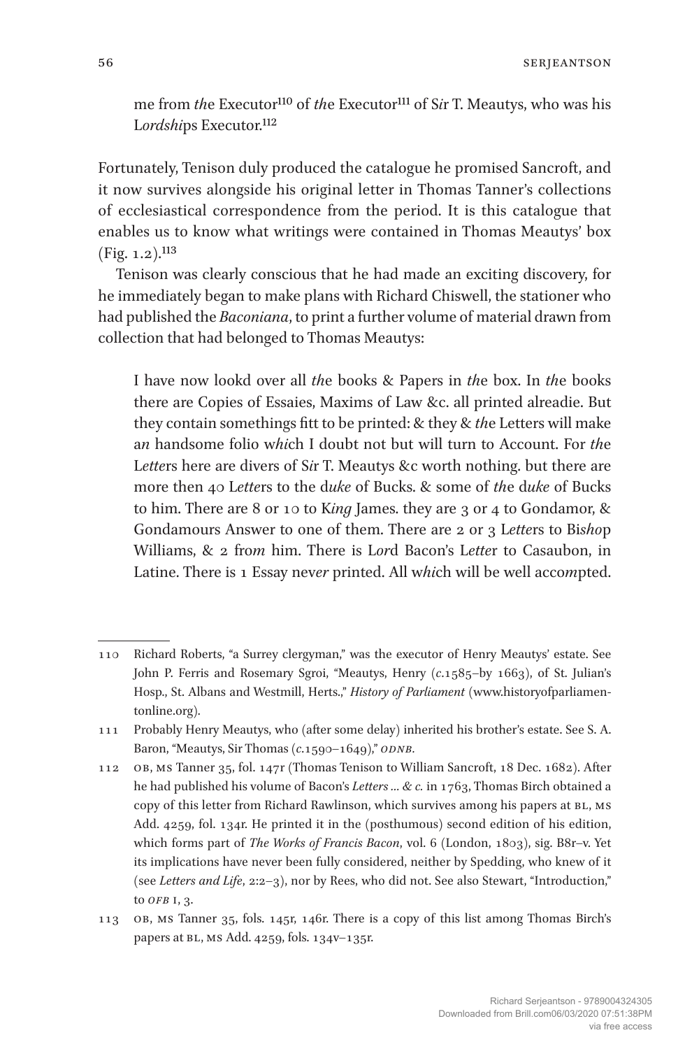me from *th*e Executor[110] of *th*e Executor[111] of S*ir* T. Meautys, who was his L*ordshi*ps Executor.[112]

Fortunately, Tenison duly produced the catalogue he promised Sancroft, and it now survives alongside his original letter in Thomas Tanner's collections of ecclesiastical correspondence from the period. It is this catalogue that enables us to know what writings were contained in Thomas Meautys' box (Fig. 1.2).[113]

Tenison was clearly conscious that he had made an exciting discovery, for he immediately began to make plans with Richard Chiswell, the stationer who had published the *Baconiana*, to print a further volume of material drawn from collection that had belonged to Thomas Meautys:

> I have now lookd over all *th*e books & Papers in *th*e box. In *th*e books there are Copies of Essaies, Maxims of Law &c. all printed alreadie. But they contain somethings fitt to be printed: & they & *th*e Letters will make a*n* handsome folio w*hi*ch I doubt not but will turn to Account. For *th*e L*ette*rs here are divers of S*ir* T. Meautys &c worth nothing. but there are more then 40 L*ette*rs to the d*uke* of Bucks. & some of *th*e d*uke* of Bucks to him. There are 8 or 10 to K*ing* James. they are 3 or 4 to Gondamor, & Gondamours Answer to one of them. There are 2 or 3 L*ette*rs to Bi*sho*p Williams, & 2 fro*m* him. There is L*or*d Bacon's L*ette*r to Casaubon, in Latine. There is 1 Essay nev*er* printed. All w*hi*ch will be well acco*m*pted.

---

110 Richard Roberts, "a Surrey clergyman," was the executor of Henry Meautys' estate. See John P. Ferris and Rosemary Sgroi, "Meautys, Henry (*c.*1585–by 1663), of St. Julian's Hosp., St. Albans and Westmill, Herts.," *History of Parliament* (www.historyofparliamentonline.org).

111 Probably Henry Meautys, who (after some delay) inherited his brother's estate. See S. A. Baron, "Meautys, Sir Thomas (*c.*1590–1649)," *ODNB*.

112 OB, MS Tanner 35, fol. 147r (Thomas Tenison to William Sancroft, 18 Dec. 1682). After he had published his volume of Bacon's *Letters ... & c.* in 1763, Thomas Birch obtained a copy of this letter from Richard Rawlinson, which survives among his papers at BL, MS Add. 4259, fol. 134r. He printed it in the (posthumous) second edition of his edition, which forms part of *The Works of Francis Bacon*, vol. 6 (London, 1803), sig. B8r–v. Yet its implications have never been fully considered, neither by Spedding, who knew of it (see *Letters and Life*, 2:2–3), nor by Rees, who did not. See also Stewart, "Introduction," to *OFB* I, 3.

113 OB, MS Tanner 35, fols. 145r, 146r. There is a copy of this list among Thomas Birch's papers at BL, MS Add. 4259, fols. 134v–135r.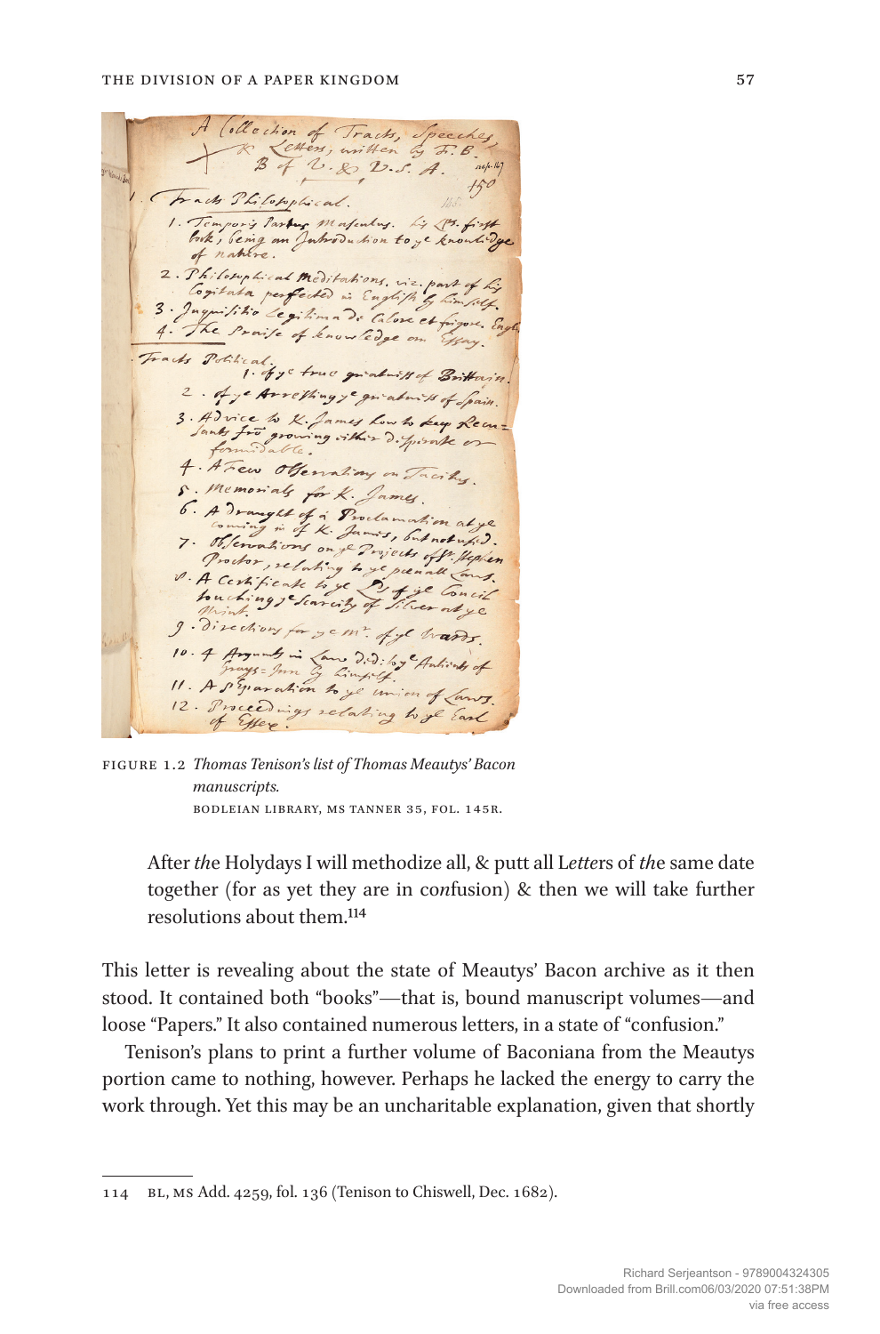FIGURE 1.2 *Thomas Tenison's list of Thomas Meautys' Bacon manuscripts.* BODLEIAN LIBRARY, MS TANNER 35, FOL. 145R.

> After *th*e Holydays I will methodize all, & putt all L*ette*rs of *th*e same date together (for as yet they are in co*n*fusion) & then we will take further resolutions about them.[114]

This letter is revealing about the state of Meautys' Bacon archive as it then stood. It contained both "books"—that is, bound manuscript volumes—and loose "Papers." It also contained numerous letters, in a state of "confusion."

Tenison's plans to print a further volume of Baconiana from the Meautys portion came to nothing, however. Perhaps he lacked the energy to carry the work through. Yet this may be an uncharitable explanation, given that shortly

---

114 BL, MS Add. 4259, fol. 136 (Tenison to Chiswell, Dec. 1682).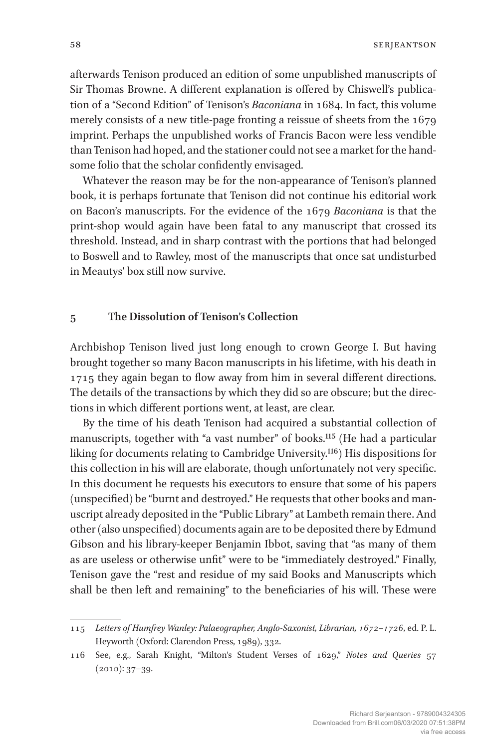afterwards Tenison produced an edition of some unpublished manuscripts of Sir Thomas Browne. A different explanation is offered by Chiswell's publication of a "Second Edition" of Tenison's *Baconiana* in 1684. In fact, this volume merely consists of a new title-page fronting a reissue of sheets from the 1679 imprint. Perhaps the unpublished works of Francis Bacon were less vendible than Tenison had hoped, and the stationer could not see a market for the handsome folio that the scholar confidently envisaged.

Whatever the reason may be for the non-appearance of Tenison's planned book, it is perhaps fortunate that Tenison did not continue his editorial work on Bacon's manuscripts. For the evidence of the 1679 *Baconiana* is that the print-shop would again have been fatal to any manuscript that crossed its threshold. Instead, and in sharp contrast with the portions that had belonged to Boswell and to Rawley, most of the manuscripts that once sat undisturbed in Meautys' box still now survive.

## 5 The Dissolution of Tenison's Collection

Archbishop Tenison lived just long enough to crown George I. But having brought together so many Bacon manuscripts in his lifetime, with his death in 1715 they again began to flow away from him in several different directions. The details of the transactions by which they did so are obscure; but the directions in which different portions went, at least, are clear.

By the time of his death Tenison had acquired a substantial collection of manuscripts, together with "a vast number" of books.[115] (He had a particular liking for documents relating to Cambridge University.[116]) His dispositions for this collection in his will are elaborate, though unfortunately not very specific. In this document he requests his executors to ensure that some of his papers (unspecified) be "burnt and destroyed." He requests that other books and manuscript already deposited in the "Public Library" at Lambeth remain there. And other (also unspecified) documents again are to be deposited there by Edmund Gibson and his library-keeper Benjamin Ibbot, saving that "as many of them as are useless or otherwise unfit" were to be "immediately destroyed." Finally, Tenison gave the "rest and residue of my said Books and Manuscripts which shall be then left and remaining" to the beneficiaries of his will. These were

115 *Letters of Humfrey Wanley: Palaeographer, Anglo-Saxonist, Librarian, 1672–1726*, ed. P. L. Heyworth (Oxford: Clarendon Press, 1989), 332.

116 See, e.g., Sarah Knight, "Milton's Student Verses of 1629," *Notes and Queries* 57 (2010): 37–39.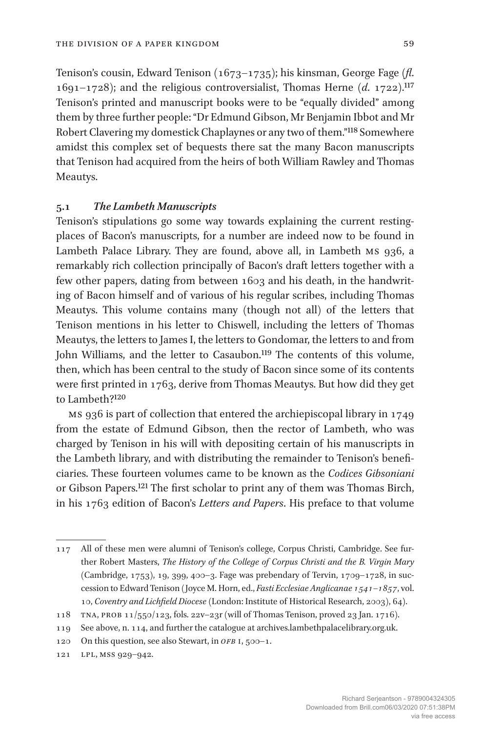Tenison's cousin, Edward Tenison (1673–1735); his kinsman, George Fage (*fl.* 1691–1728); and the religious controversialist, Thomas Herne (*d.* 1722).[117] Tenison's printed and manuscript books were to be "equally divided" among them by three further people: "Dr Edmund Gibson, Mr Benjamin Ibbot and Mr Robert Clavering my domestick Chaplaynes or any two of them."[118] Somewhere amidst this complex set of bequests there sat the many Bacon manuscripts that Tenison had acquired from the heirs of both William Rawley and Thomas Meautys.

### 5.1 *The Lambeth Manuscripts*

Tenison's stipulations go some way towards explaining the current resting-places of Bacon's manuscripts, for a number are indeed now to be found in Lambeth Palace Library. They are found, above all, in Lambeth MS 936, a remarkably rich collection principally of Bacon's draft letters together with a few other papers, dating from between 1603 and his death, in the handwriting of Bacon himself and of various of his regular scribes, including Thomas Meautys. This volume contains many (though not all) of the letters that Tenison mentions in his letter to Chiswell, including the letters of Thomas Meautys, the letters to James I, the letters to Gondomar, the letters to and from John Williams, and the letter to Casaubon.[119] The contents of this volume, then, which has been central to the study of Bacon since some of its contents were first printed in 1763, derive from Thomas Meautys. But how did they get to Lambeth?[120]

MS 936 is part of collection that entered the archiepiscopal library in 1749 from the estate of Edmund Gibson, then the rector of Lambeth, who was charged by Tenison in his will with depositing certain of his manuscripts in the Lambeth library, and with distributing the remainder to Tenison's beneficiaries. These fourteen volumes came to be known as the *Codices Gibsoniani* or Gibson Papers.[121] The first scholar to print any of them was Thomas Birch, in his 1763 edition of Bacon's *Letters and Papers*. His preface to that volume

---

117 All of these men were alumni of Tenison's college, Corpus Christi, Cambridge. See further Robert Masters, *The History of the College of Corpus Christi and the B. Virgin Mary* (Cambridge, 1753), 19, 399, 400–3. Fage was prebendary of Tervin, 1709–1728, in succession to Edward Tenison (Joyce M. Horn, ed., *Fasti Ecclesiae Anglicanae 1541–1857*, vol. 10, *Coventry and Lichfield Diocese* (London: Institute of Historical Research, 2003), 64).

118 TNA, PROB 11/550/123, fols. 22v–23r (will of Thomas Tenison, proved 23 Jan. 1716).

119 See above, n. 114, and further the catalogue at archives.lambethpalacelibrary.org.uk.

120 On this question, see also Stewart, in *OFB* I, 500–1.

121 LPL, MSS 929–942.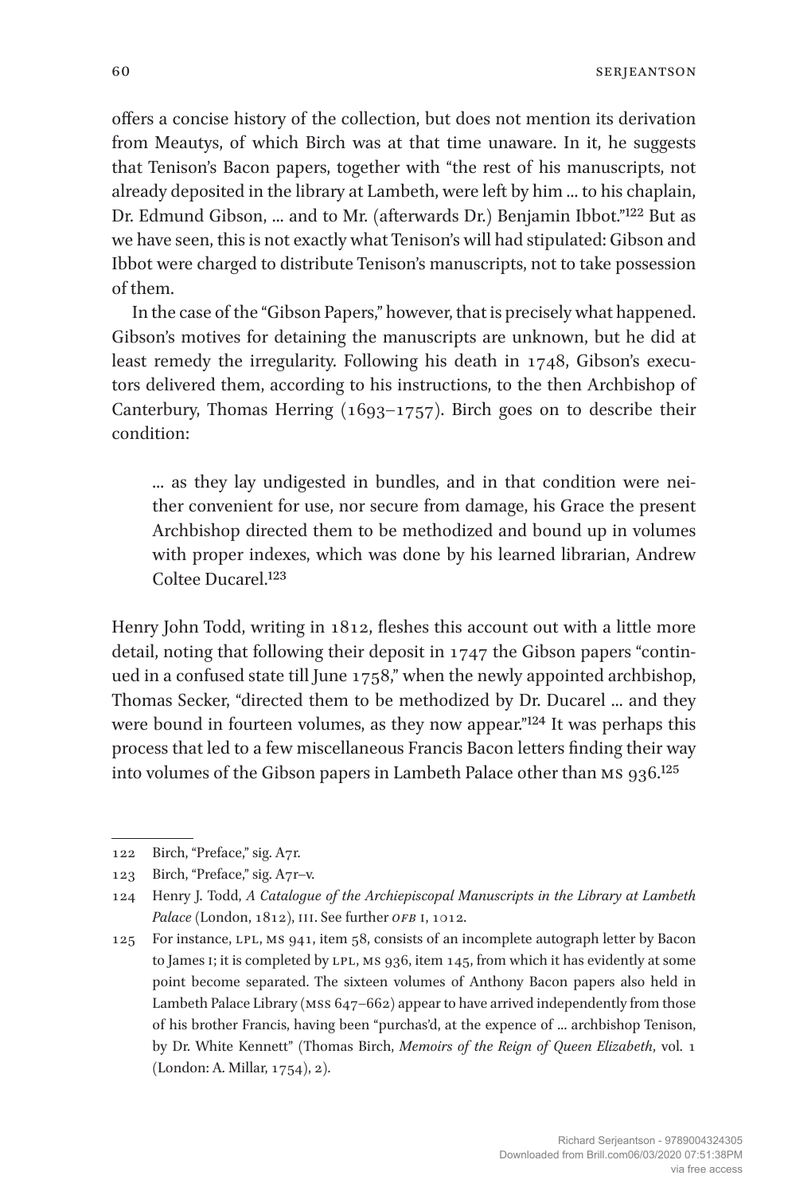offers a concise history of the collection, but does not mention its derivation from Meautys, of which Birch was at that time unaware. In it, he suggests that Tenison's Bacon papers, together with "the rest of his manuscripts, not already deposited in the library at Lambeth, were left by him … to his chaplain, Dr. Edmund Gibson, … and to Mr. (afterwards Dr.) Benjamin Ibbot."[122] But as we have seen, this is not exactly what Tenison's will had stipulated: Gibson and Ibbot were charged to distribute Tenison's manuscripts, not to take possession of them.

In the case of the "Gibson Papers," however, that is precisely what happened. Gibson's motives for detaining the manuscripts are unknown, but he did at least remedy the irregularity. Following his death in 1748, Gibson's executors delivered them, according to his instructions, to the then Archbishop of Canterbury, Thomas Herring (1693–1757). Birch goes on to describe their condition:

> … as they lay undigested in bundles, and in that condition were neither convenient for use, nor secure from damage, his Grace the present Archbishop directed them to be methodized and bound up in volumes with proper indexes, which was done by his learned librarian, Andrew Coltee Ducarel.[123]

Henry John Todd, writing in 1812, fleshes this account out with a little more detail, noting that following their deposit in 1747 the Gibson papers "continued in a confused state till June 1758," when the newly appointed archbishop, Thomas Secker, "directed them to be methodized by Dr. Ducarel … and they were bound in fourteen volumes, as they now appear."[124] It was perhaps this process that led to a few miscellaneous Francis Bacon letters finding their way into volumes of the Gibson papers in Lambeth Palace other than MS 936.[125]

---

122 Birch, "Preface," sig. A7r.

123 Birch, "Preface," sig. A7r–v.

124 Henry J. Todd, *A Catalogue of the Archiepiscopal Manuscripts in the Library at Lambeth Palace* (London, 1812), III. See further *OFB* I, 1012.

125 For instance, LPL, MS 941, item 58, consists of an incomplete autograph letter by Bacon to James I; it is completed by LPL, MS 936, item 145, from which it has evidently at some point become separated. The sixteen volumes of Anthony Bacon papers also held in Lambeth Palace Library (MSS 647–662) appear to have arrived independently from those of his brother Francis, having been "purchas'd, at the expence of … archbishop Tenison, by Dr. White Kennett" (Thomas Birch, *Memoirs of the Reign of Queen Elizabeth*, vol. 1 (London: A. Millar, 1754), 2).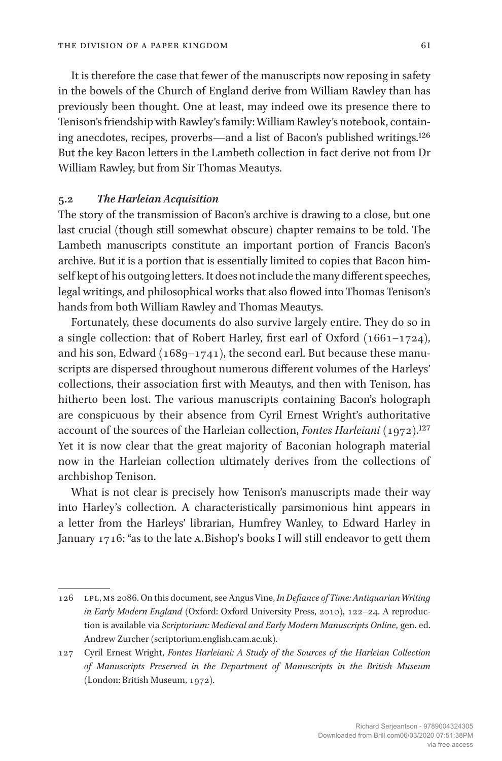It is therefore the case that fewer of the manuscripts now reposing in safety in the bowels of the Church of England derive from William Rawley than has previously been thought. One at least, may indeed owe its presence there to Tenison's friendship with Rawley's family: William Rawley's notebook, containing anecdotes, recipes, proverbs—and a list of Bacon's published writings.[126] But the key Bacon letters in the Lambeth collection in fact derive not from Dr William Rawley, but from Sir Thomas Meautys.

### 5.2 *The Harleian Acquisition*

The story of the transmission of Bacon's archive is drawing to a close, but one last crucial (though still somewhat obscure) chapter remains to be told. The Lambeth manuscripts constitute an important portion of Francis Bacon's archive. But it is a portion that is essentially limited to copies that Bacon himself kept of his outgoing letters. It does not include the many different speeches, legal writings, and philosophical works that also flowed into Thomas Tenison's hands from both William Rawley and Thomas Meautys.

Fortunately, these documents do also survive largely entire. They do so in a single collection: that of Robert Harley, first earl of Oxford (1661–1724), and his son, Edward (1689–1741), the second earl. But because these manuscripts are dispersed throughout numerous different volumes of the Harleys' collections, their association first with Meautys, and then with Tenison, has hitherto been lost. The various manuscripts containing Bacon's holograph are conspicuous by their absence from Cyril Ernest Wright's authoritative account of the sources of the Harleian collection, *Fontes Harleiani* (1972).[127] Yet it is now clear that the great majority of Baconian holograph material now in the Harleian collection ultimately derives from the collections of archbishop Tenison.

What is not clear is precisely how Tenison's manuscripts made their way into Harley's collection. A characteristically parsimonious hint appears in a letter from the Harleys' librarian, Humfrey Wanley, to Edward Harley in January 1716: "as to the late A.Bishop's books I will still endeavor to gett them

---

126 LPL, MS 2086. On this document, see Angus Vine, *In Defiance of Time: Antiquarian Writing in Early Modern England* (Oxford: Oxford University Press, 2010), 122–24. A reproduction is available via *Scriptorium: Medieval and Early Modern Manuscripts Online*, gen. ed. Andrew Zurcher (scriptorium.english.cam.ac.uk).

127 Cyril Ernest Wright, *Fontes Harleiani: A Study of the Sources of the Harleian Collection of Manuscripts Preserved in the Department of Manuscripts in the British Museum* (London: British Museum, 1972).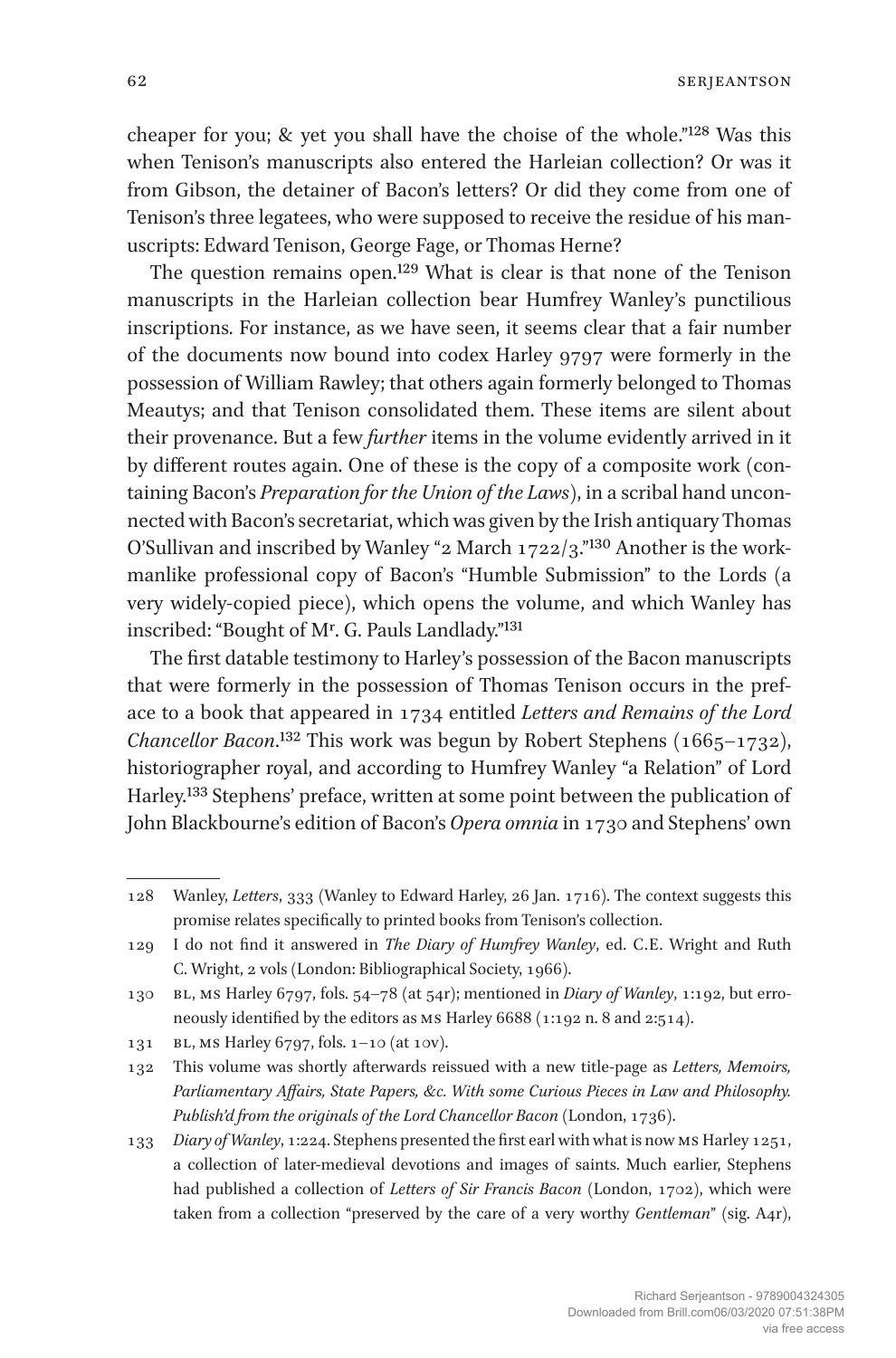cheaper for you; & yet you shall have the choise of the whole."[128] Was this when Tenison's manuscripts also entered the Harleian collection? Or was it from Gibson, the detainer of Bacon's letters? Or did they come from one of Tenison's three legatees, who were supposed to receive the residue of his manuscripts: Edward Tenison, George Fage, or Thomas Herne?

The question remains open.[129] What is clear is that none of the Tenison manuscripts in the Harleian collection bear Humfrey Wanley's punctilious inscriptions. For instance, as we have seen, it seems clear that a fair number of the documents now bound into codex Harley 9797 were formerly in the possession of William Rawley; that others again formerly belonged to Thomas Meautys; and that Tenison consolidated them. These items are silent about their provenance. But a few *further* items in the volume evidently arrived in it by different routes again. One of these is the copy of a composite work (containing Bacon's *Preparation for the Union of the Laws*), in a scribal hand unconnected with Bacon's secretariat, which was given by the Irish antiquary Thomas O'Sullivan and inscribed by Wanley "2 March 1722/3."[130] Another is the workmanlike professional copy of Bacon's "Humble Submission" to the Lords (a very widely-copied piece), which opens the volume, and which Wanley has inscribed: "Bought of Mr. G. Pauls Landlady."[131]

The first datable testimony to Harley's possession of the Bacon manuscripts that were formerly in the possession of Thomas Tenison occurs in the preface to a book that appeared in 1734 entitled *Letters and Remains of the Lord Chancellor Bacon*.[132] This work was begun by Robert Stephens (1665–1732), historiographer royal, and according to Humfrey Wanley "a Relation" of Lord Harley.[133] Stephens' preface, written at some point between the publication of John Blackbourne's edition of Bacon's *Opera omnia* in 1730 and Stephens' own

---

128 Wanley, *Letters*, 333 (Wanley to Edward Harley, 26 Jan. 1716). The context suggests this promise relates specifically to printed books from Tenison's collection.

129 I do not find it answered in *The Diary of Humfrey Wanley*, ed. C.E. Wright and Ruth C. Wright, 2 vols (London: Bibliographical Society, 1966).

130 BL, MS Harley 6797, fols. 54–78 (at 54r); mentioned in *Diary of Wanley*, 1:192, but erroneously identified by the editors as MS Harley 6688 (1:192 n. 8 and 2:514).

131 BL, MS Harley 6797, fols. 1–10 (at 10v).

132 This volume was shortly afterwards reissued with a new title-page as *Letters, Memoirs, Parliamentary Affairs, State Papers, &c. With some Curious Pieces in Law and Philosophy. Publish'd from the originals of the Lord Chancellor Bacon* (London, 1736).

133 *Diary of Wanley*, 1:224. Stephens presented the first earl with what is now MS Harley 1251, a collection of later-medieval devotions and images of saints. Much earlier, Stephens had published a collection of *Letters of Sir Francis Bacon* (London, 1702), which were taken from a collection "preserved by the care of a very worthy *Gentleman*" (sig. A4r),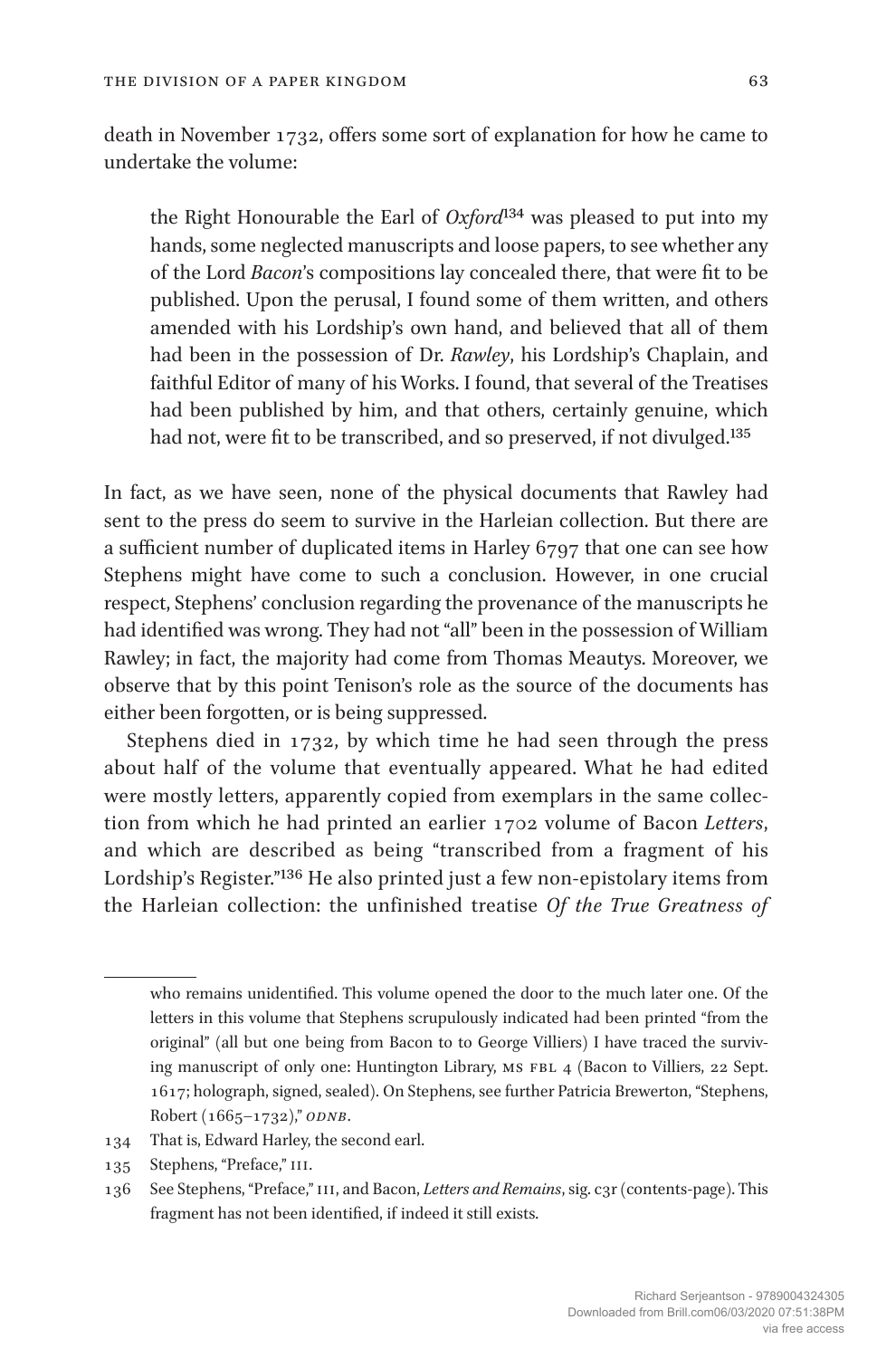death in November 1732, offers some sort of explanation for how he came to undertake the volume:

> the Right Honourable the Earl of *Oxford*[134] was pleased to put into my hands, some neglected manuscripts and loose papers, to see whether any of the Lord *Bacon*'s compositions lay concealed there, that were fit to be published. Upon the perusal, I found some of them written, and others amended with his Lordship's own hand, and believed that all of them had been in the possession of Dr. *Rawley*, his Lordship's Chaplain, and faithful Editor of many of his Works. I found, that several of the Treatises had been published by him, and that others, certainly genuine, which had not, were fit to be transcribed, and so preserved, if not divulged.[135]

In fact, as we have seen, none of the physical documents that Rawley had sent to the press do seem to survive in the Harleian collection. But there are a sufficient number of duplicated items in Harley 6797 that one can see how Stephens might have come to such a conclusion. However, in one crucial respect, Stephens' conclusion regarding the provenance of the manuscripts he had identified was wrong. They had not "all" been in the possession of William Rawley; in fact, the majority had come from Thomas Meautys. Moreover, we observe that by this point Tenison's role as the source of the documents has either been forgotten, or is being suppressed.

Stephens died in 1732, by which time he had seen through the press about half of the volume that eventually appeared. What he had edited were mostly letters, apparently copied from exemplars in the same collection from which he had printed an earlier 1702 volume of Bacon *Letters*, and which are described as being "transcribed from a fragment of his Lordship's Register."[136] He also printed just a few non-epistolary items from the Harleian collection: the unfinished treatise *Of the True Greatness of*

---

who remains unidentified. This volume opened the door to the much later one. Of the letters in this volume that Stephens scrupulously indicated had been printed "from the original" (all but one being from Bacon to to George Villiers) I have traced the surviving manuscript of only one: Huntington Library, MS FBL 4 (Bacon to Villiers, 22 Sept. 1617; holograph, signed, sealed). On Stephens, see further Patricia Brewerton, "Stephens, Robert (1665–1732)," *ODNB*.

134 That is, Edward Harley, the second earl.

135 Stephens, "Preface," III.

136 See Stephens, "Preface," III, and Bacon, *Letters and Remains*, sig. c3r (contents-page). This fragment has not been identified, if indeed it still exists.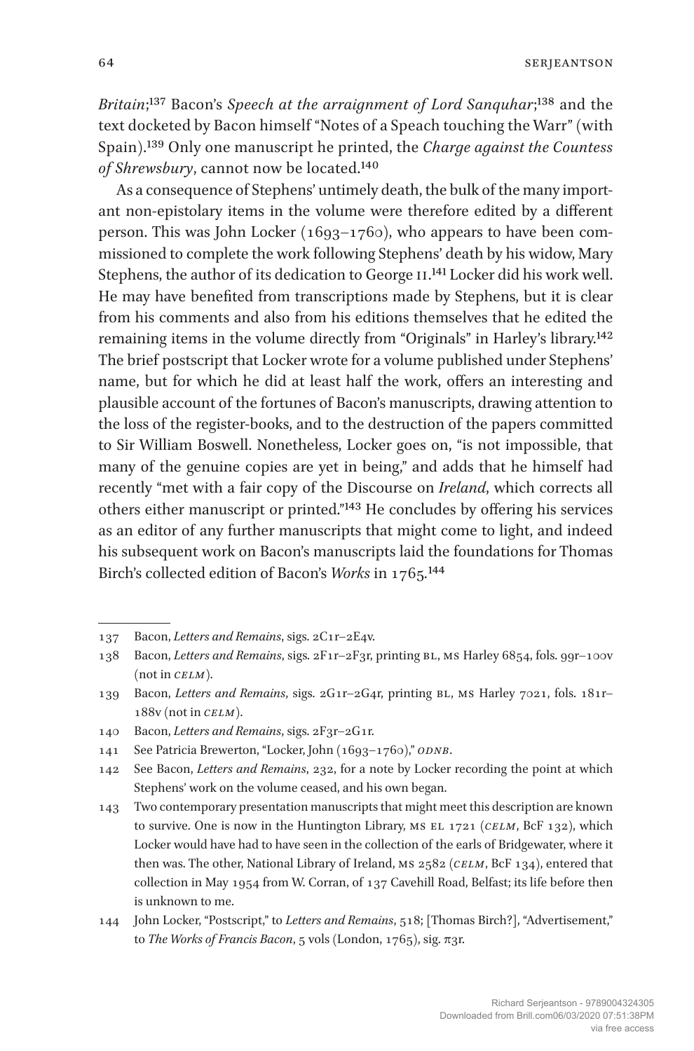*Britain*;[137] Bacon's *Speech at the arraignment of Lord Sanquhar*;[138] and the text docketed by Bacon himself "Notes of a Speach touching the Warr" (with Spain).[139] Only one manuscript he printed, the *Charge against the Countess of Shrewsbury*, cannot now be located.[140]

As a consequence of Stephens' untimely death, the bulk of the many important non-epistolary items in the volume were therefore edited by a different person. This was John Locker (1693–1760), who appears to have been commissioned to complete the work following Stephens' death by his widow, Mary Stephens, the author of its dedication to George II.[141] Locker did his work well. He may have benefited from transcriptions made by Stephens, but it is clear from his comments and also from his editions themselves that he edited the remaining items in the volume directly from "Originals" in Harley's library.[142] The brief postscript that Locker wrote for a volume published under Stephens' name, but for which he did at least half the work, offers an interesting and plausible account of the fortunes of Bacon's manuscripts, drawing attention to the loss of the register-books, and to the destruction of the papers committed to Sir William Boswell. Nonetheless, Locker goes on, "is not impossible, that many of the genuine copies are yet in being," and adds that he himself had recently "met with a fair copy of the Discourse on *Ireland*, which corrects all others either manuscript or printed."[143] He concludes by offering his services as an editor of any further manuscripts that might come to light, and indeed his subsequent work on Bacon's manuscripts laid the foundations for Thomas Birch's collected edition of Bacon's *Works* in 1765.[144]

---

137 Bacon, *Letters and Remains*, sigs. 2C1r–2E4v.

138 Bacon, *Letters and Remains*, sigs. 2F1r–2F3r, printing BL, MS Harley 6854, fols. 99r–100v (not in *CELM*).

139 Bacon, *Letters and Remains*, sigs. 2G1r–2G4r, printing BL, MS Harley 7021, fols. 181r–188v (not in *CELM*).

140 Bacon, *Letters and Remains*, sigs. 2F3r–2G1r.

141 See Patricia Brewerton, "Locker, John (1693–1760)," *ODNB*.

142 See Bacon, *Letters and Remains*, 232, for a note by Locker recording the point at which Stephens' work on the volume ceased, and his own began.

143 Two contemporary presentation manuscripts that might meet this description are known to survive. One is now in the Huntington Library, MS EL 1721 (*CELM*, BcF 132), which Locker would have had to have seen in the collection of the earls of Bridgewater, where it then was. The other, National Library of Ireland, MS 2582 (*CELM*, BcF 134), entered that collection in May 1954 from W. Corran, of 137 Cavehill Road, Belfast; its life before then is unknown to me.

144 John Locker, "Postscript," to *Letters and Remains*, 518; [Thomas Birch?], "Advertisement," to *The Works of Francis Bacon*, 5 vols (London, 1765), sig. π3r.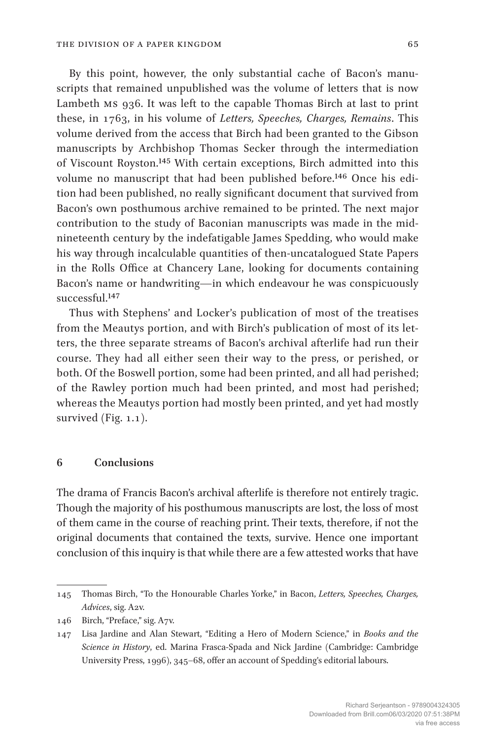By this point, however, the only substantial cache of Bacon's manuscripts that remained unpublished was the volume of letters that is now Lambeth MS 936. It was left to the capable Thomas Birch at last to print these, in 1763, in his volume of *Letters, Speeches, Charges, Remains*. This volume derived from the access that Birch had been granted to the Gibson manuscripts by Archbishop Thomas Secker through the intermediation of Viscount Royston.[145] With certain exceptions, Birch admitted into this volume no manuscript that had been published before.[146] Once his edition had been published, no really significant document that survived from Bacon's own posthumous archive remained to be printed. The next major contribution to the study of Baconian manuscripts was made in the mid-nineteenth century by the indefatigable James Spedding, who would make his way through incalculable quantities of then-uncatalogued State Papers in the Rolls Office at Chancery Lane, looking for documents containing Bacon's name or handwriting—in which endeavour he was conspicuously successful.[147]

Thus with Stephens' and Locker's publication of most of the treatises from the Meautys portion, and with Birch's publication of most of its letters, the three separate streams of Bacon's archival afterlife had run their course. They had all either seen their way to the press, or perished, or both. Of the Boswell portion, some had been printed, and all had perished; of the Rawley portion much had been printed, and most had perished; whereas the Meautys portion had mostly been printed, and yet had mostly survived (Fig. 1.1).

## 6 Conclusions

The drama of Francis Bacon's archival afterlife is therefore not entirely tragic. Though the majority of his posthumous manuscripts are lost, the loss of most of them came in the course of reaching print. Their texts, therefore, if not the original documents that contained the texts, survive. Hence one important conclusion of this inquiry is that while there are a few attested works that have

---

145 Thomas Birch, "To the Honourable Charles Yorke," in Bacon, *Letters, Speeches, Charges, Advices*, sig. A2v.

146 Birch, "Preface," sig. A7v.

147 Lisa Jardine and Alan Stewart, "Editing a Hero of Modern Science," in *Books and the Science in History*, ed. Marina Frasca-Spada and Nick Jardine (Cambridge: Cambridge University Press, 1996), 345–68, offer an account of Spedding's editorial labours.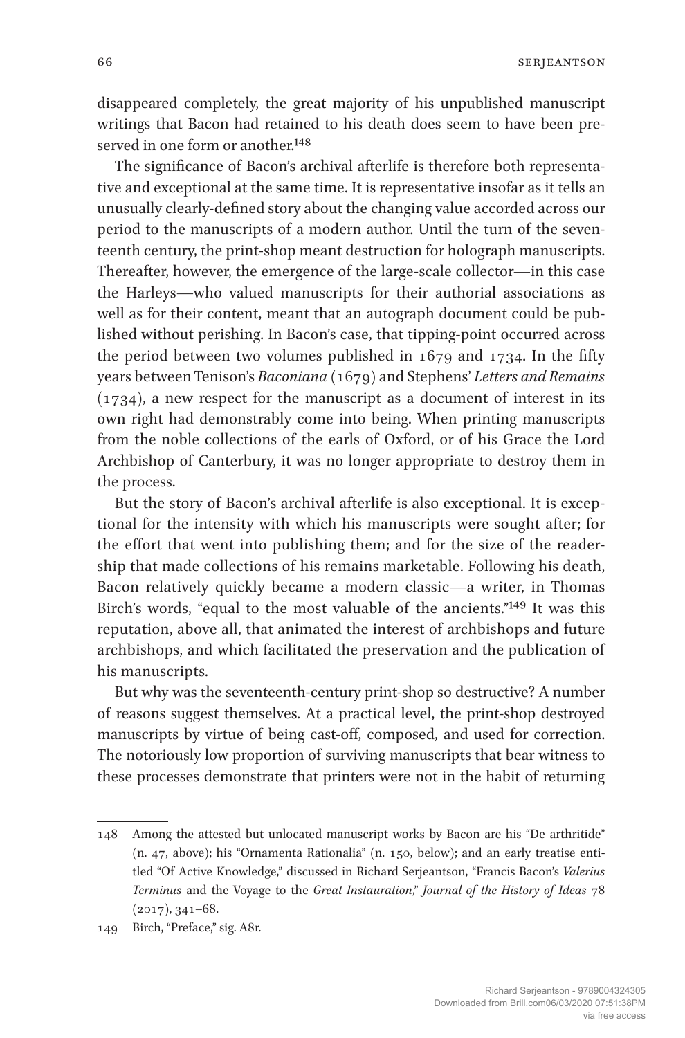disappeared completely, the great majority of his unpublished manuscript writings that Bacon had retained to his death does seem to have been preserved in one form or another.[148]

The significance of Bacon's archival afterlife is therefore both representative and exceptional at the same time. It is representative insofar as it tells an unusually clearly-defined story about the changing value accorded across our period to the manuscripts of a modern author. Until the turn of the seventeenth century, the print-shop meant destruction for holograph manuscripts. Thereafter, however, the emergence of the large-scale collector—in this case the Harleys—who valued manuscripts for their authorial associations as well as for their content, meant that an autograph document could be published without perishing. In Bacon's case, that tipping-point occurred across the period between two volumes published in 1679 and 1734. In the fifty years between Tenison's *Baconiana* (1679) and Stephens' *Letters and Remains* (1734), a new respect for the manuscript as a document of interest in its own right had demonstrably come into being. When printing manuscripts from the noble collections of the earls of Oxford, or of his Grace the Lord Archbishop of Canterbury, it was no longer appropriate to destroy them in the process.

But the story of Bacon's archival afterlife is also exceptional. It is exceptional for the intensity with which his manuscripts were sought after; for the effort that went into publishing them; and for the size of the readership that made collections of his remains marketable. Following his death, Bacon relatively quickly became a modern classic—a writer, in Thomas Birch's words, "equal to the most valuable of the ancients."[149] It was this reputation, above all, that animated the interest of archbishops and future archbishops, and which facilitated the preservation and the publication of his manuscripts.

But why was the seventeenth-century print-shop so destructive? A number of reasons suggest themselves. At a practical level, the print-shop destroyed manuscripts by virtue of being cast-off, composed, and used for correction. The notoriously low proportion of surviving manuscripts that bear witness to these processes demonstrate that printers were not in the habit of returning

---

148 Among the attested but unlocated manuscript works by Bacon are his "De arthritide" (n. 47, above); his "Ornamenta Rationalia" (n. 150, below); and an early treatise entitled "Of Active Knowledge," discussed in Richard Serjeantson, "Francis Bacon's *Valerius Terminus* and the Voyage to the *Great Instauration*," *Journal of the History of Ideas* 78 (2017), 341–68.

149 Birch, "Preface," sig. A8r.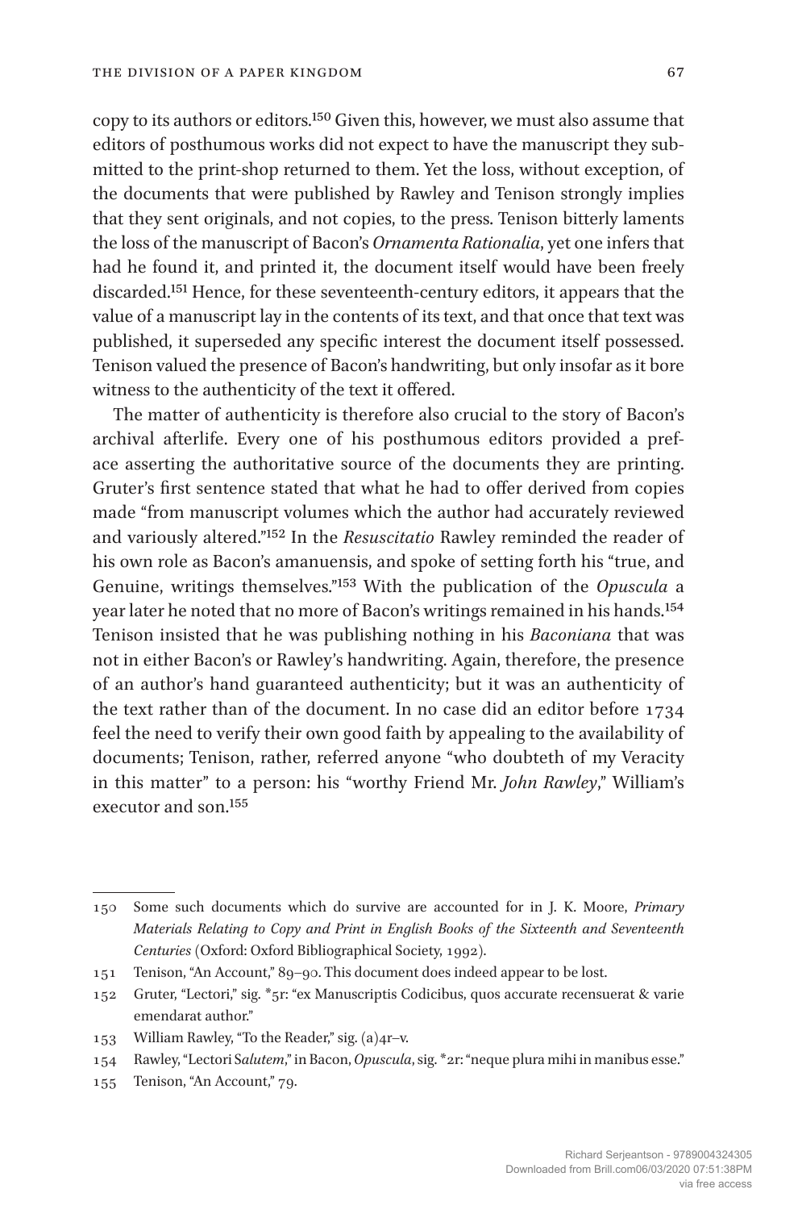copy to its authors or editors.[150] Given this, however, we must also assume that editors of posthumous works did not expect to have the manuscript they submitted to the print-shop returned to them. Yet the loss, without exception, of the documents that were published by Rawley and Tenison strongly implies that they sent originals, and not copies, to the press. Tenison bitterly laments the loss of the manuscript of Bacon's *Ornamenta Rationalia*, yet one infers that had he found it, and printed it, the document itself would have been freely discarded.[151] Hence, for these seventeenth-century editors, it appears that the value of a manuscript lay in the contents of its text, and that once that text was published, it superseded any specific interest the document itself possessed. Tenison valued the presence of Bacon's handwriting, but only insofar as it bore witness to the authenticity of the text it offered.

The matter of authenticity is therefore also crucial to the story of Bacon's archival afterlife. Every one of his posthumous editors provided a preface asserting the authoritative source of the documents they are printing. Gruter's first sentence stated that what he had to offer derived from copies made "from manuscript volumes which the author had accurately reviewed and variously altered."[152] In the *Resuscitatio* Rawley reminded the reader of his own role as Bacon's amanuensis, and spoke of setting forth his "true, and Genuine, writings themselves."[153] With the publication of the *Opuscula* a year later he noted that no more of Bacon's writings remained in his hands.[154] Tenison insisted that he was publishing nothing in his *Baconiana* that was not in either Bacon's or Rawley's handwriting. Again, therefore, the presence of an author's hand guaranteed authenticity; but it was an authenticity of the text rather than of the document. In no case did an editor before 1734 feel the need to verify their own good faith by appealing to the availability of documents; Tenison, rather, referred anyone "who doubteth of my Veracity in this matter" to a person: his "worthy Friend Mr. *John Rawley*," William's executor and son.[155]

---

150 Some such documents which do survive are accounted for in J. K. Moore, *Primary Materials Relating to Copy and Print in English Books of the Sixteenth and Seventeenth Centuries* (Oxford: Oxford Bibliographical Society, 1992).

151 Tenison, "An Account," 89–90. This document does indeed appear to be lost.

152 Gruter, "Lectori," sig. *5r: "ex Manuscriptis Codicibus, quos accurate recensuerat & varie emendarat author."

153 William Rawley, "To the Reader," sig. (a)4r–v.

154 Rawley, "Lectori S*alutem*," in Bacon, *Opuscula*, sig. *2r: "neque plura mihi in manibus esse."

155 Tenison, "An Account," 79.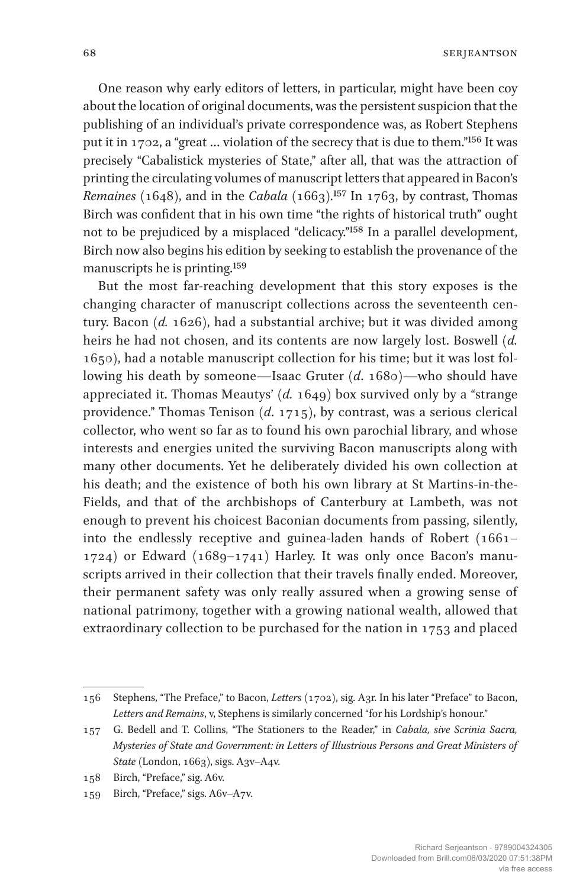One reason why early editors of letters, in particular, might have been coy about the location of original documents, was the persistent suspicion that the publishing of an individual's private correspondence was, as Robert Stephens put it in 1702, a "great … violation of the secrecy that is due to them."[156] It was precisely "Cabalistick mysteries of State," after all, that was the attraction of printing the circulating volumes of manuscript letters that appeared in Bacon's *Remaines* (1648), and in the *Cabala* (1663).[157] In 1763, by contrast, Thomas Birch was confident that in his own time "the rights of historical truth" ought not to be prejudiced by a misplaced "delicacy."[158] In a parallel development, Birch now also begins his edition by seeking to establish the provenance of the manuscripts he is printing.[159]

But the most far-reaching development that this story exposes is the changing character of manuscript collections across the seventeenth century. Bacon (*d.* 1626), had a substantial archive; but it was divided among heirs he had not chosen, and its contents are now largely lost. Boswell (*d.* 1650), had a notable manuscript collection for his time; but it was lost following his death by someone—Isaac Gruter (*d*. 1680)—who should have appreciated it. Thomas Meautys' (*d.* 1649) box survived only by a "strange providence." Thomas Tenison (*d*. 1715), by contrast, was a serious clerical collector, who went so far as to found his own parochial library, and whose interests and energies united the surviving Bacon manuscripts along with many other documents. Yet he deliberately divided his own collection at his death; and the existence of both his own library at St Martins-in-the-Fields, and that of the archbishops of Canterbury at Lambeth, was not enough to prevent his choicest Baconian documents from passing, silently, into the endlessly receptive and guinea-laden hands of Robert (1661–1724) or Edward (1689–1741) Harley. It was only once Bacon's manuscripts arrived in their collection that their travels finally ended. Moreover, their permanent safety was only really assured when a growing sense of national patrimony, together with a growing national wealth, allowed that extraordinary collection to be purchased for the nation in 1753 and placed

---

156 Stephens, "The Preface," to Bacon, *Letters* (1702), sig. A3r. In his later "Preface" to Bacon, *Letters and Remains*, v, Stephens is similarly concerned "for his Lordship's honour."

157 G. Bedell and T. Collins, "The Stationers to the Reader," in *Cabala, sive Scrinia Sacra, Mysteries of State and Government: in Letters of Illustrious Persons and Great Ministers of State* (London, 1663), sigs. A3v–A4v.

158 Birch, "Preface," sig. A6v.

159 Birch, "Preface," sigs. A6v–A7v.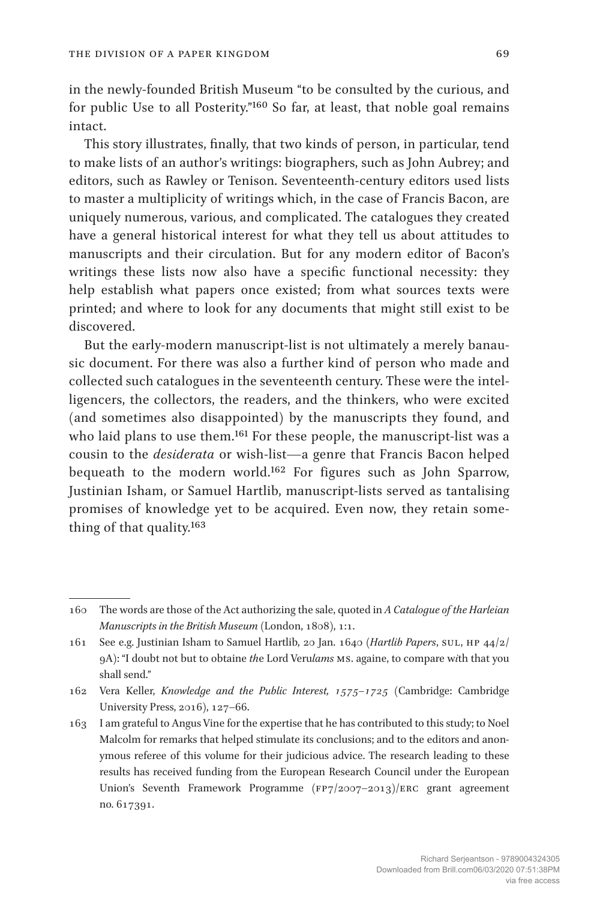in the newly-founded British Museum "to be consulted by the curious, and for public Use to all Posterity."[160] So far, at least, that noble goal remains intact.

This story illustrates, finally, that two kinds of person, in particular, tend to make lists of an author's writings: biographers, such as John Aubrey; and editors, such as Rawley or Tenison. Seventeenth-century editors used lists to master a multiplicity of writings which, in the case of Francis Bacon, are uniquely numerous, various, and complicated. The catalogues they created have a general historical interest for what they tell us about attitudes to manuscripts and their circulation. But for any modern editor of Bacon's writings these lists now also have a specific functional necessity: they help establish what papers once existed; from what sources texts were printed; and where to look for any documents that might still exist to be discovered.

But the early-modern manuscript-list is not ultimately a merely banausic document. For there was also a further kind of person who made and collected such catalogues in the seventeenth century. These were the intelligencers, the collectors, the readers, and the thinkers, who were excited (and sometimes also disappointed) by the manuscripts they found, and who laid plans to use them.[161] For these people, the manuscript-list was a cousin to the *desiderata* or wish-list—a genre that Francis Bacon helped bequeath to the modern world.[162] For figures such as John Sparrow, Justinian Isham, or Samuel Hartlib, manuscript-lists served as tantalising promises of knowledge yet to be acquired. Even now, they retain something of that quality.[163]

---

160 The words are those of the Act authorizing the sale, quoted in *A Catalogue of the Harleian Manuscripts in the British Museum* (London, 1808), 1:1.

161 See e.g. Justinian Isham to Samuel Hartlib, 20 Jan. 1640 (*Hartlib Papers*, SUL, HP 44/2/9A): "I doubt not but to obtaine *th*e Lord Veru*lams* MS. againe, to compare w*i*th that you shall send."

162 Vera Keller, *Knowledge and the Public Interest, 1575–1725* (Cambridge: Cambridge University Press, 2016), 127–66.

163 I am grateful to Angus Vine for the expertise that he has contributed to this study; to Noel Malcolm for remarks that helped stimulate its conclusions; and to the editors and anonymous referee of this volume for their judicious advice. The research leading to these results has received funding from the European Research Council under the European Union's Seventh Framework Programme (FP7/2007–2013)/ERC grant agreement no. 617391.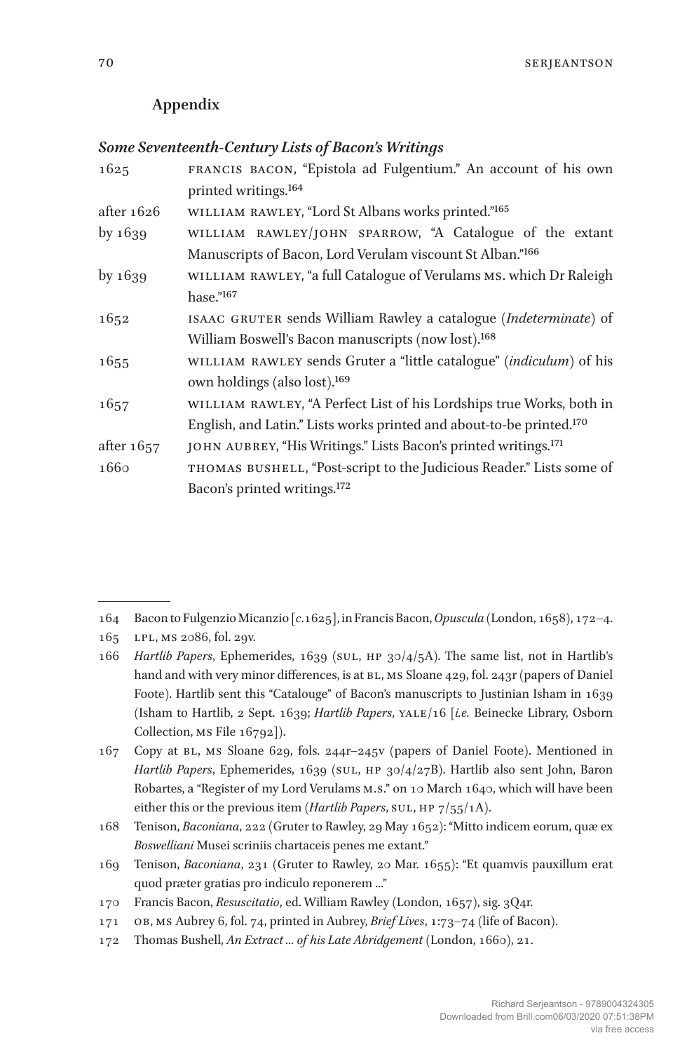## Appendix

### *Some Seventeenth-Century Lists of Bacon's Writings*

| | |
|---|---|
| 1625 | FRANCIS BACON, "Epistola ad Fulgentium." An account of his own printed writings.[164] |
| after 1626 | WILLIAM RAWLEY, "Lord St Albans works printed."[165] |
| by 1639 | WILLIAM RAWLEY/JOHN SPARROW, "A Catalogue of the extant Manuscripts of Bacon, Lord Verulam viscount St Alban."[166] |
| by 1639 | WILLIAM RAWLEY, "a full Catalogue of Verulams MS. which Dr Raleigh hase."[167] |
| 1652 | ISAAC GRUTER sends William Rawley a catalogue (*Indeterminate*) of William Boswell's Bacon manuscripts (now lost).[168] |
| 1655 | WILLIAM RAWLEY sends Gruter a "little catalogue" (*indiculum*) of his own holdings (also lost).[169] |
| 1657 | WILLIAM RAWLEY, "A Perfect List of his Lordships true Works, both in English, and Latin." Lists works printed and about-to-be printed.[170] |
| after 1657 | JOHN AUBREY, "His Writings." Lists Bacon's printed writings.[171] |
| 1660 | THOMAS BUSHELL, "Post-script to the Judicious Reader." Lists some of Bacon's printed writings.[172] |

---

164 Bacon to Fulgenzio Micanzio [*c.*1625], in Francis Bacon, *Opuscula* (London, 1658), 172–4.

165 LPL, MS 2086, fol. 29v.

166 *Hartlib Papers*, Ephemerides, 1639 (SUL, HP 30/4/5A). The same list, not in Hartlib's hand and with very minor differences, is at BL, MS Sloane 429, fol. 243r (papers of Daniel Foote). Hartlib sent this "Catalouge" of Bacon's manuscripts to Justinian Isham in 1639 (Isham to Hartlib, 2 Sept. 1639; *Hartlib Papers*, YALE/16 [*i.e.* Beinecke Library, Osborn Collection, MS File 16792]).

167 Copy at BL, MS Sloane 629, fols. 244r–245v (papers of Daniel Foote). Mentioned in *Hartlib Papers*, Ephemerides, 1639 (SUL, HP 30/4/27B). Hartlib also sent John, Baron Robartes, a "Register of my Lord Verulams M.S." on 10 March 1640, which will have been either this or the previous item (*Hartlib Papers*, SUL, HP 7/55/1A).

168 Tenison, *Baconiana*, 222 (Gruter to Rawley, 29 May 1652): "Mitto indicem eorum, quæ ex *Boswelliani* Musei scriniis chartaceis penes me extant."

169 Tenison, *Baconiana*, 231 (Gruter to Rawley, 20 Mar. 1655): "Et quamvis pauxillum erat quod præter gratias pro indiculo reponerem ..."

170 Francis Bacon, *Resuscitatio*, ed. William Rawley (London, 1657), sig. 3Q4r.

171 OB, MS Aubrey 6, fol. 74, printed in Aubrey, *Brief Lives*, 1:73–74 (life of Bacon).

172 Thomas Bushell, *An Extract ... of his Late Abridgement* (London, 1660), 21.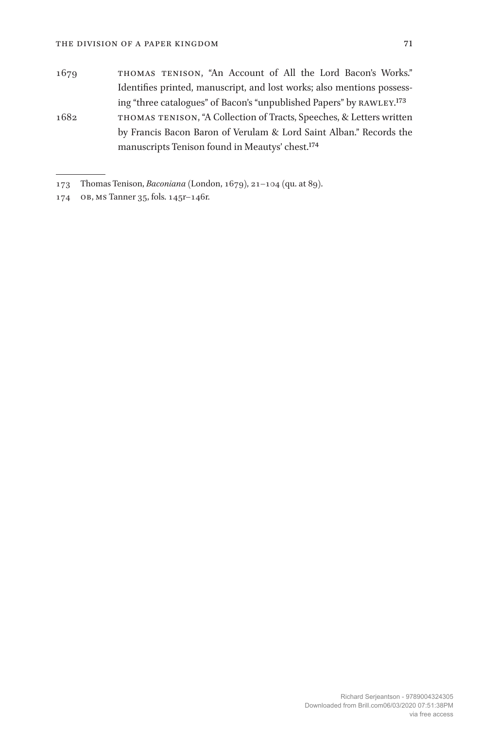| | |
|---|---|
| 1679 | THOMAS TENISON, "An Account of All the Lord Bacon's Works." Identifies printed, manuscript, and lost works; also mentions possessing "three catalogues" of Bacon's "unpublished Papers" by RAWLEY.[173] |
| 1682 | THOMAS TENISON, "A Collection of Tracts, Speeches, & Letters written by Francis Bacon Baron of Verulam & Lord Saint Alban." Records the manuscripts Tenison found in Meautys' chest.[174] |

---

173 Thomas Tenison, *Baconiana* (London, 1679), 21–104 (qu. at 89).

174 OB, MS Tanner 35, fols. 145r–146r.